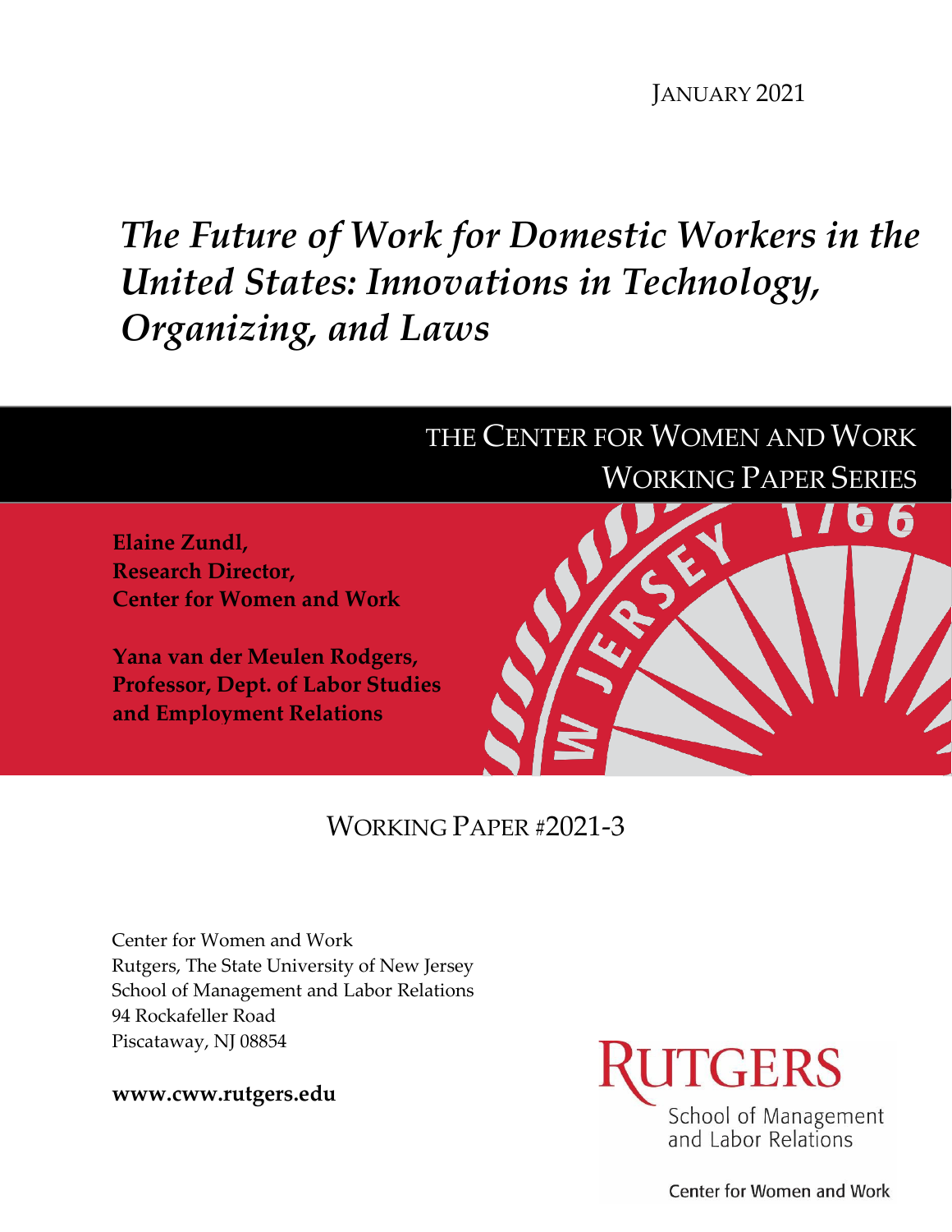JANUARY 2021

# *The Future of Work for Domestic Workers in the United States: Innovations in Technology, Organizing, and Laws*

THE CENTER FOR WOMEN AND WORK
WORKING PAPER SERIES

**Elaine Zundl,**
**Research Director,**
**Center for Women and Work**

**Yana van der Meulen Rodgers,**
**Professor, Dept. of Labor Studies and Employment Relations**

WORKING PAPER #2021-3

Center for Women and Work
Rutgers, The State University of New Jersey
School of Management and Labor Relations
94 Rockafeller Road
Piscataway, NJ 08854

**www.cww.rutgers.edu**

RUTGERS
School of Management and Labor Relations

Center for Women and Work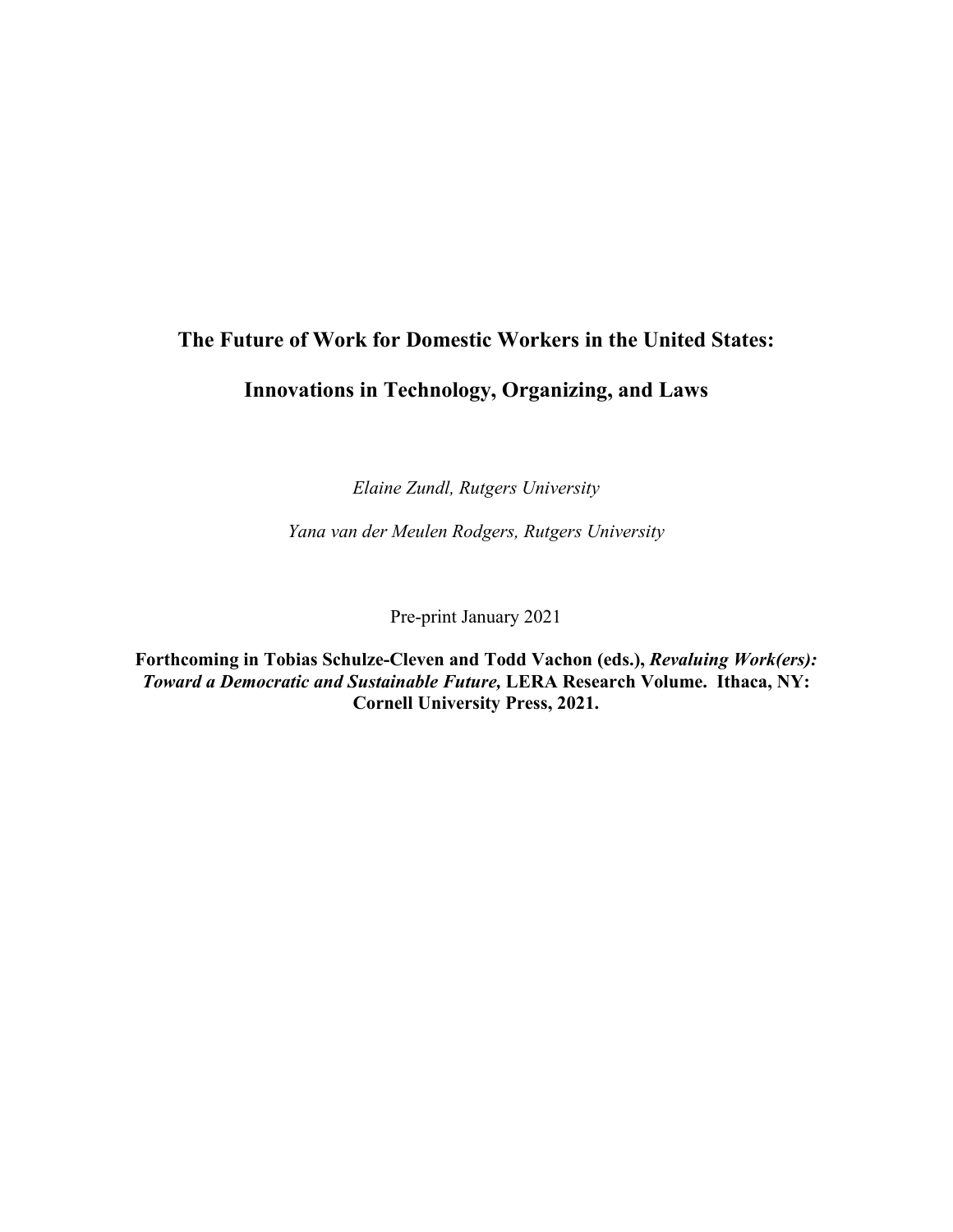# The Future of Work for Domestic Workers in the United States:

# Innovations in Technology, Organizing, and Laws

*Elaine Zundl, Rutgers University*

*Yana van der Meulen Rodgers, Rutgers University*

Pre-print January 2021

**Forthcoming in Tobias Schulze-Cleven and Todd Vachon (eds.), *Revaluing Work(ers): Toward a Democratic and Sustainable Future,* LERA Research Volume. Ithaca, NY: Cornell University Press, 2021.**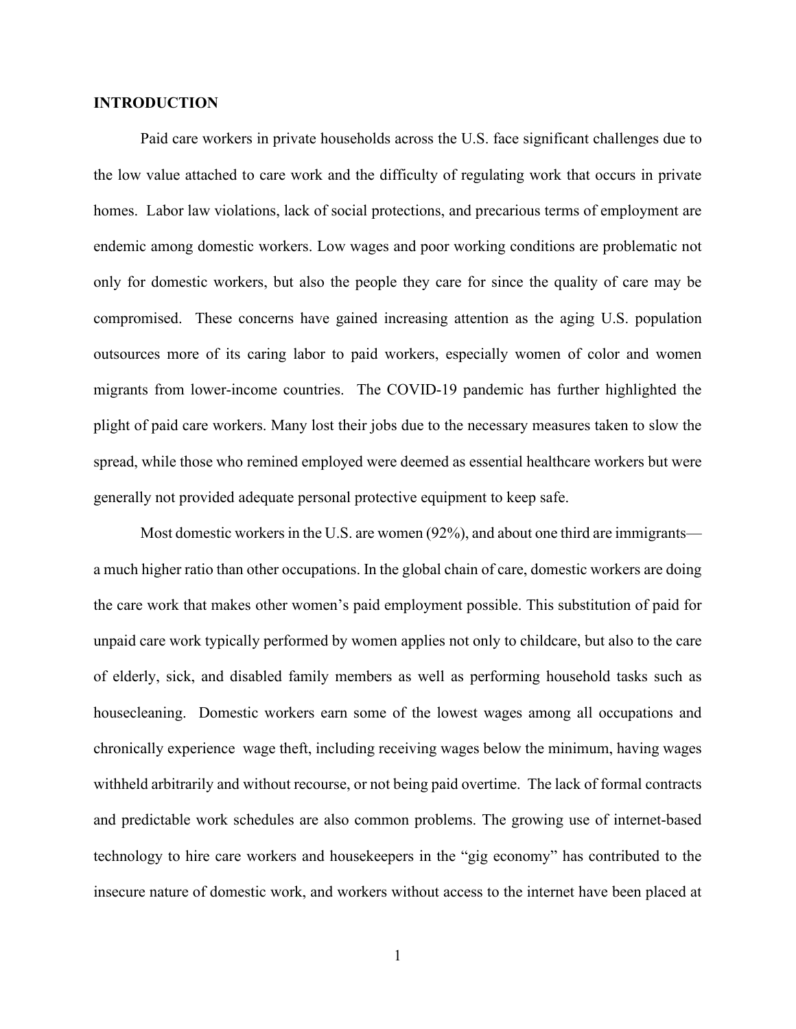## INTRODUCTION

Paid care workers in private households across the U.S. face significant challenges due to the low value attached to care work and the difficulty of regulating work that occurs in private homes. Labor law violations, lack of social protections, and precarious terms of employment are endemic among domestic workers. Low wages and poor working conditions are problematic not only for domestic workers, but also the people they care for since the quality of care may be compromised. These concerns have gained increasing attention as the aging U.S. population outsources more of its caring labor to paid workers, especially women of color and women migrants from lower-income countries. The COVID-19 pandemic has further highlighted the plight of paid care workers. Many lost their jobs due to the necessary measures taken to slow the spread, while those who remined employed were deemed as essential healthcare workers but were generally not provided adequate personal protective equipment to keep safe.

Most domestic workers in the U.S. are women (92%), and about one third are immigrants—a much higher ratio than other occupations. In the global chain of care, domestic workers are doing the care work that makes other women's paid employment possible. This substitution of paid for unpaid care work typically performed by women applies not only to childcare, but also to the care of elderly, sick, and disabled family members as well as performing household tasks such as housecleaning. Domestic workers earn some of the lowest wages among all occupations and chronically experience wage theft, including receiving wages below the minimum, having wages withheld arbitrarily and without recourse, or not being paid overtime. The lack of formal contracts and predictable work schedules are also common problems. The growing use of internet-based technology to hire care workers and housekeepers in the "gig economy" has contributed to the insecure nature of domestic work, and workers without access to the internet have been placed at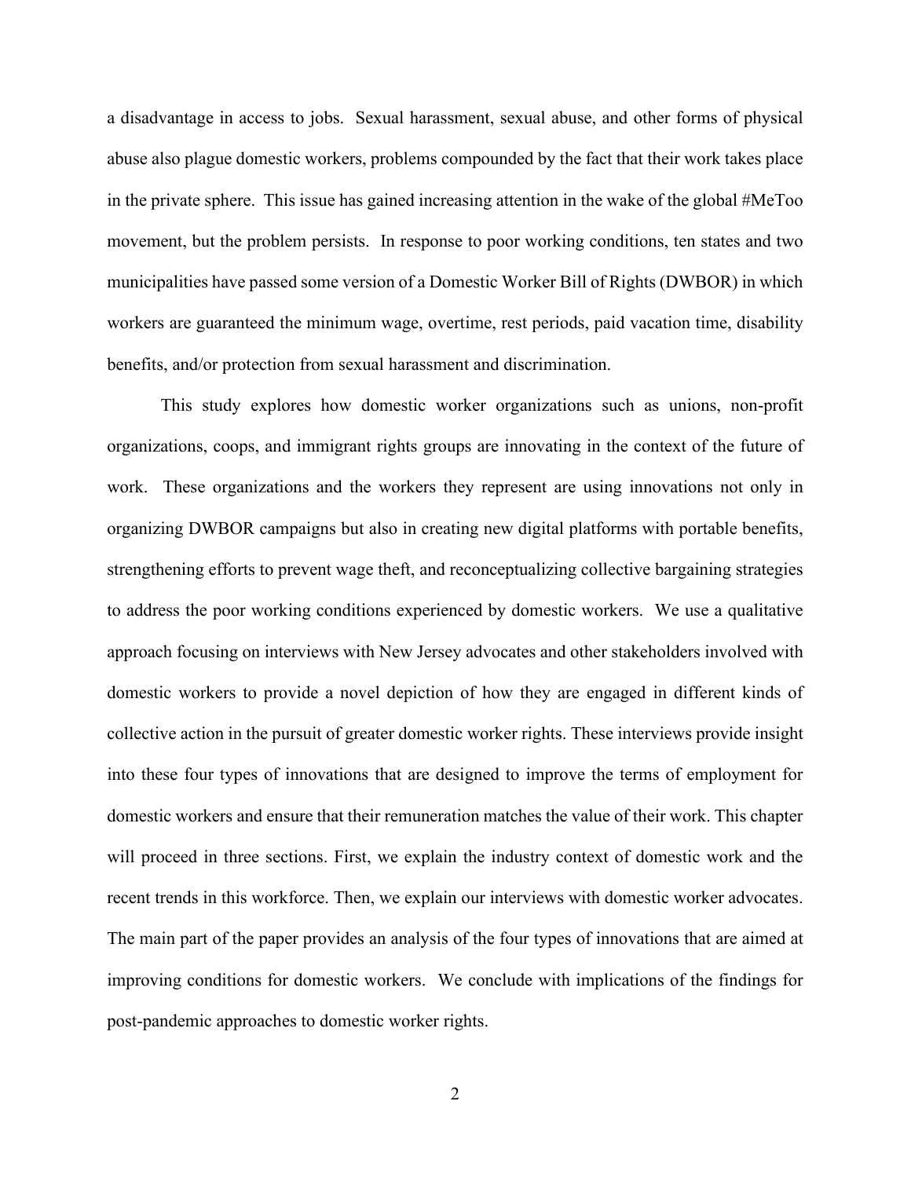a disadvantage in access to jobs. Sexual harassment, sexual abuse, and other forms of physical abuse also plague domestic workers, problems compounded by the fact that their work takes place in the private sphere. This issue has gained increasing attention in the wake of the global #MeToo movement, but the problem persists. In response to poor working conditions, ten states and two municipalities have passed some version of a Domestic Worker Bill of Rights (DWBOR) in which workers are guaranteed the minimum wage, overtime, rest periods, paid vacation time, disability benefits, and/or protection from sexual harassment and discrimination.

This study explores how domestic worker organizations such as unions, non-profit organizations, coops, and immigrant rights groups are innovating in the context of the future of work. These organizations and the workers they represent are using innovations not only in organizing DWBOR campaigns but also in creating new digital platforms with portable benefits, strengthening efforts to prevent wage theft, and reconceptualizing collective bargaining strategies to address the poor working conditions experienced by domestic workers. We use a qualitative approach focusing on interviews with New Jersey advocates and other stakeholders involved with domestic workers to provide a novel depiction of how they are engaged in different kinds of collective action in the pursuit of greater domestic worker rights. These interviews provide insight into these four types of innovations that are designed to improve the terms of employment for domestic workers and ensure that their remuneration matches the value of their work. This chapter will proceed in three sections. First, we explain the industry context of domestic work and the recent trends in this workforce. Then, we explain our interviews with domestic worker advocates. The main part of the paper provides an analysis of the four types of innovations that are aimed at improving conditions for domestic workers. We conclude with implications of the findings for post-pandemic approaches to domestic worker rights.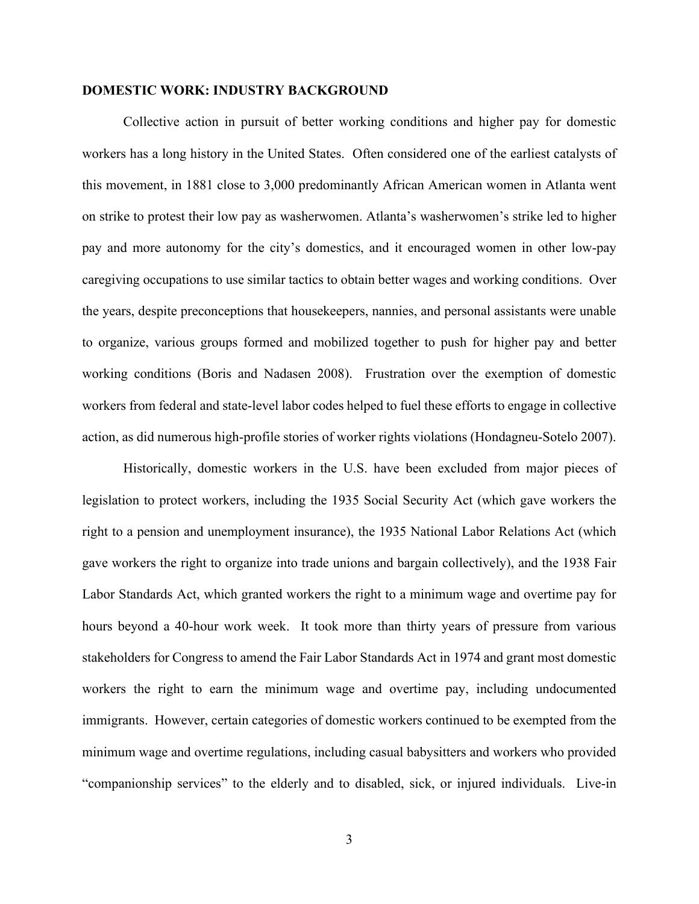**DOMESTIC WORK: INDUSTRY BACKGROUND**

Collective action in pursuit of better working conditions and higher pay for domestic workers has a long history in the United States. Often considered one of the earliest catalysts of this movement, in 1881 close to 3,000 predominantly African American women in Atlanta went on strike to protest their low pay as washerwomen. Atlanta's washerwomen's strike led to higher pay and more autonomy for the city's domestics, and it encouraged women in other low-pay caregiving occupations to use similar tactics to obtain better wages and working conditions. Over the years, despite preconceptions that housekeepers, nannies, and personal assistants were unable to organize, various groups formed and mobilized together to push for higher pay and better working conditions (Boris and Nadasen 2008). Frustration over the exemption of domestic workers from federal and state-level labor codes helped to fuel these efforts to engage in collective action, as did numerous high-profile stories of worker rights violations (Hondagneu-Sotelo 2007).

Historically, domestic workers in the U.S. have been excluded from major pieces of legislation to protect workers, including the 1935 Social Security Act (which gave workers the right to a pension and unemployment insurance), the 1935 National Labor Relations Act (which gave workers the right to organize into trade unions and bargain collectively), and the 1938 Fair Labor Standards Act, which granted workers the right to a minimum wage and overtime pay for hours beyond a 40-hour work week. It took more than thirty years of pressure from various stakeholders for Congress to amend the Fair Labor Standards Act in 1974 and grant most domestic workers the right to earn the minimum wage and overtime pay, including undocumented immigrants. However, certain categories of domestic workers continued to be exempted from the minimum wage and overtime regulations, including casual babysitters and workers who provided "companionship services" to the elderly and to disabled, sick, or injured individuals. Live-in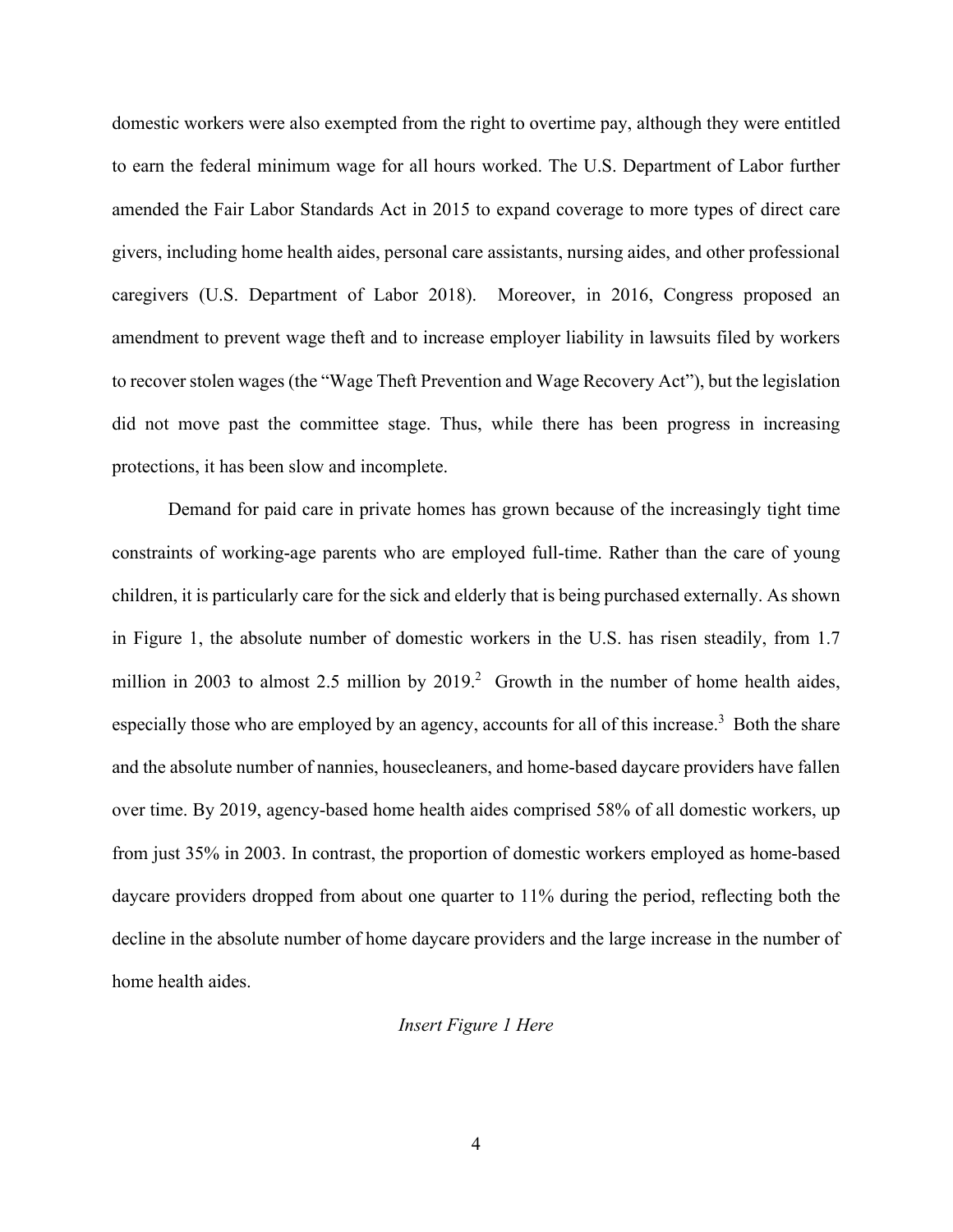domestic workers were also exempted from the right to overtime pay, although they were entitled to earn the federal minimum wage for all hours worked. The U.S. Department of Labor further amended the Fair Labor Standards Act in 2015 to expand coverage to more types of direct care givers, including home health aides, personal care assistants, nursing aides, and other professional caregivers (U.S. Department of Labor 2018). Moreover, in 2016, Congress proposed an amendment to prevent wage theft and to increase employer liability in lawsuits filed by workers to recover stolen wages (the "Wage Theft Prevention and Wage Recovery Act"), but the legislation did not move past the committee stage. Thus, while there has been progress in increasing protections, it has been slow and incomplete.

Demand for paid care in private homes has grown because of the increasingly tight time constraints of working-age parents who are employed full-time. Rather than the care of young children, it is particularly care for the sick and elderly that is being purchased externally. As shown in Figure 1, the absolute number of domestic workers in the U.S. has risen steadily, from 1.7 million in 2003 to almost 2.5 million by 2019.[2] Growth in the number of home health aides, especially those who are employed by an agency, accounts for all of this increase.[3] Both the share and the absolute number of nannies, housecleaners, and home-based daycare providers have fallen over time. By 2019, agency-based home health aides comprised 58% of all domestic workers, up from just 35% in 2003. In contrast, the proportion of domestic workers employed as home-based daycare providers dropped from about one quarter to 11% during the period, reflecting both the decline in the absolute number of home daycare providers and the large increase in the number of home health aides.

*Insert Figure 1 Here*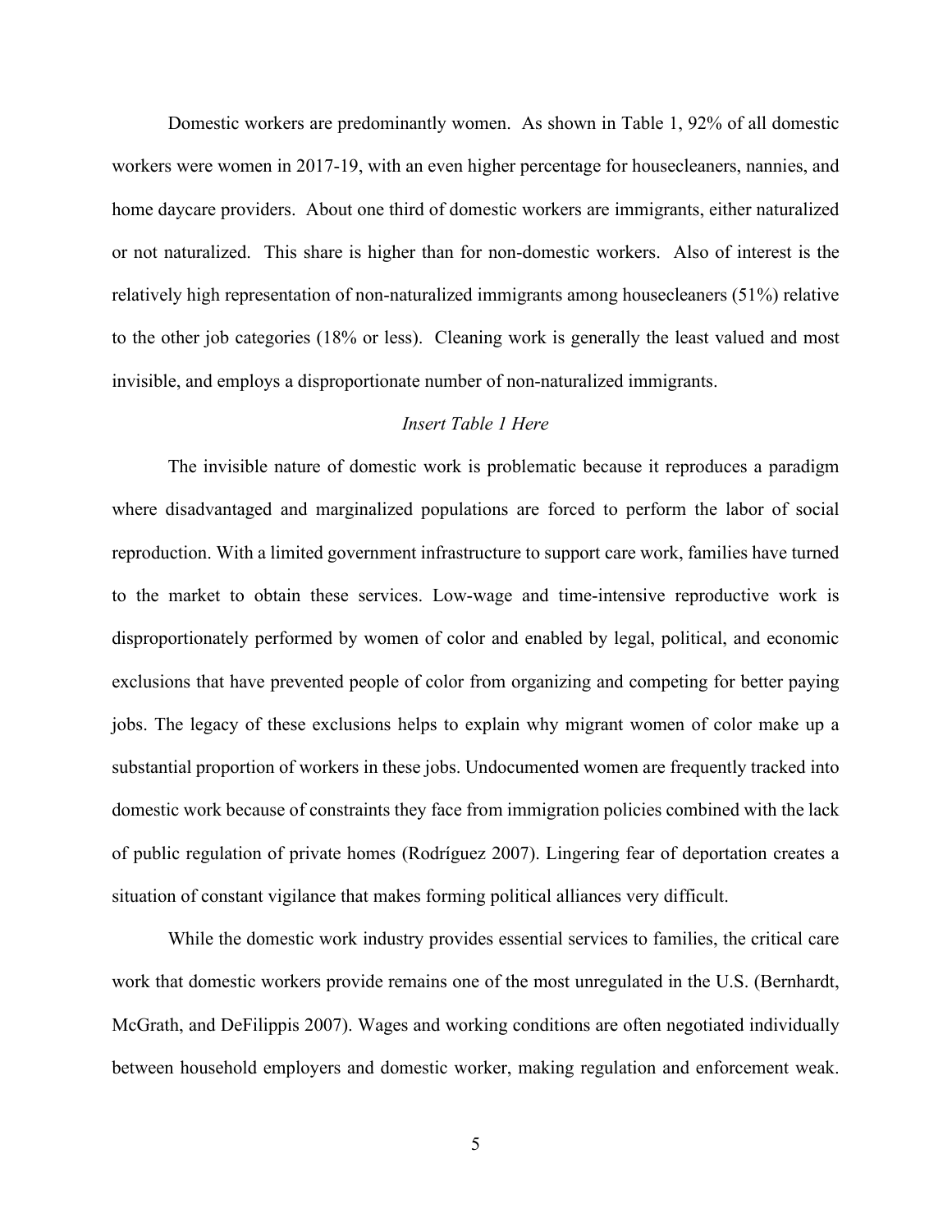Domestic workers are predominantly women. As shown in Table 1, 92% of all domestic workers were women in 2017-19, with an even higher percentage for housecleaners, nannies, and home daycare providers. About one third of domestic workers are immigrants, either naturalized or not naturalized. This share is higher than for non-domestic workers. Also of interest is the relatively high representation of non-naturalized immigrants among housecleaners (51%) relative to the other job categories (18% or less). Cleaning work is generally the least valued and most invisible, and employs a disproportionate number of non-naturalized immigrants.

*Insert Table 1 Here*

The invisible nature of domestic work is problematic because it reproduces a paradigm where disadvantaged and marginalized populations are forced to perform the labor of social reproduction. With a limited government infrastructure to support care work, families have turned to the market to obtain these services. Low-wage and time-intensive reproductive work is disproportionately performed by women of color and enabled by legal, political, and economic exclusions that have prevented people of color from organizing and competing for better paying jobs. The legacy of these exclusions helps to explain why migrant women of color make up a substantial proportion of workers in these jobs. Undocumented women are frequently tracked into domestic work because of constraints they face from immigration policies combined with the lack of public regulation of private homes (Rodríguez 2007). Lingering fear of deportation creates a situation of constant vigilance that makes forming political alliances very difficult.

While the domestic work industry provides essential services to families, the critical care work that domestic workers provide remains one of the most unregulated in the U.S. (Bernhardt, McGrath, and DeFilippis 2007). Wages and working conditions are often negotiated individually between household employers and domestic worker, making regulation and enforcement weak.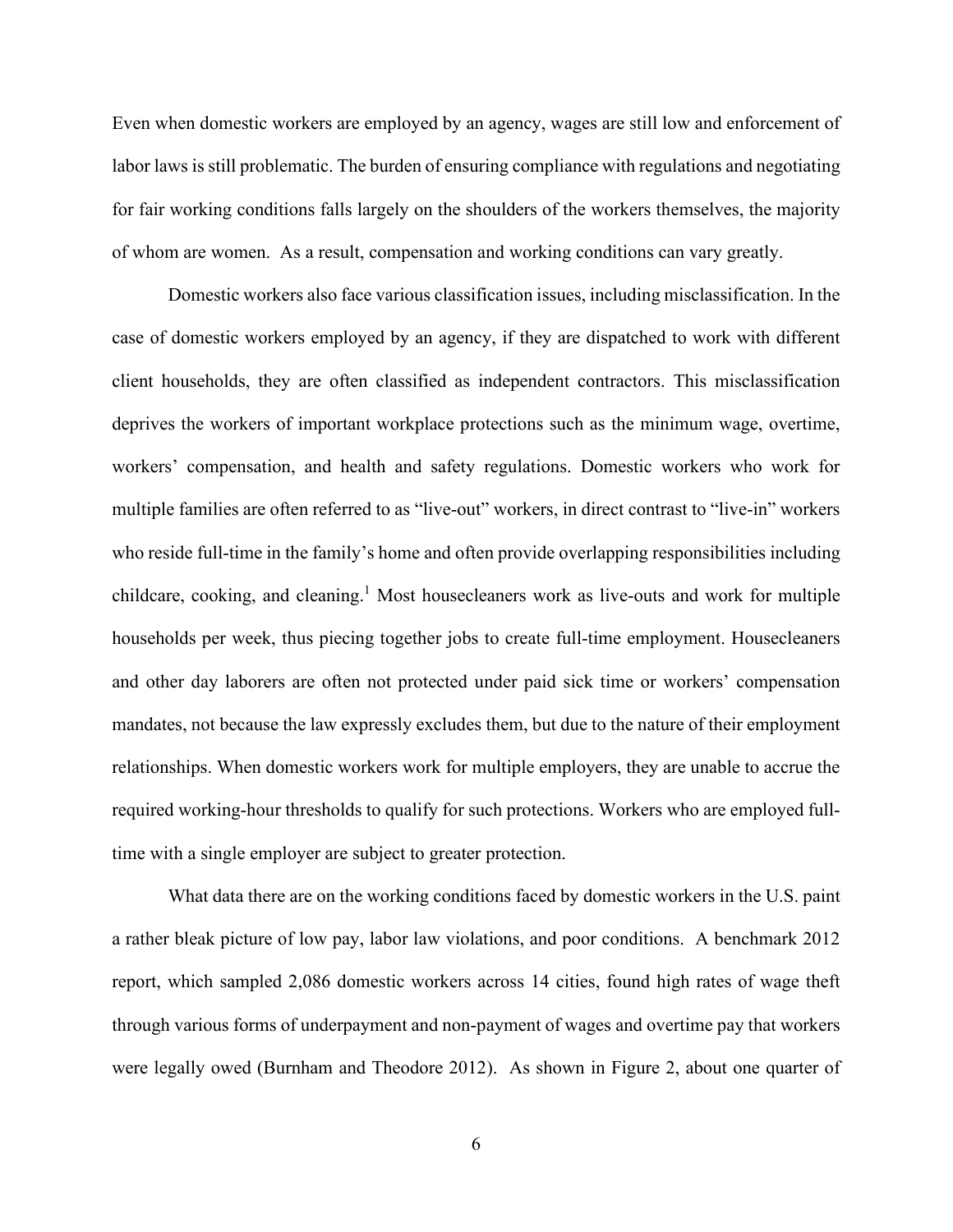Even when domestic workers are employed by an agency, wages are still low and enforcement of labor laws is still problematic. The burden of ensuring compliance with regulations and negotiating for fair working conditions falls largely on the shoulders of the workers themselves, the majority of whom are women. As a result, compensation and working conditions can vary greatly.

Domestic workers also face various classification issues, including misclassification. In the case of domestic workers employed by an agency, if they are dispatched to work with different client households, they are often classified as independent contractors. This misclassification deprives the workers of important workplace protections such as the minimum wage, overtime, workers' compensation, and health and safety regulations. Domestic workers who work for multiple families are often referred to as "live-out" workers, in direct contrast to "live-in" workers who reside full-time in the family's home and often provide overlapping responsibilities including childcare, cooking, and cleaning.[1] Most housecleaners work as live-outs and work for multiple households per week, thus piecing together jobs to create full-time employment. Housecleaners and other day laborers are often not protected under paid sick time or workers' compensation mandates, not because the law expressly excludes them, but due to the nature of their employment relationships. When domestic workers work for multiple employers, they are unable to accrue the required working-hour thresholds to qualify for such protections. Workers who are employed full-time with a single employer are subject to greater protection.

What data there are on the working conditions faced by domestic workers in the U.S. paint a rather bleak picture of low pay, labor law violations, and poor conditions. A benchmark 2012 report, which sampled 2,086 domestic workers across 14 cities, found high rates of wage theft through various forms of underpayment and non-payment of wages and overtime pay that workers were legally owed (Burnham and Theodore 2012). As shown in Figure 2, about one quarter of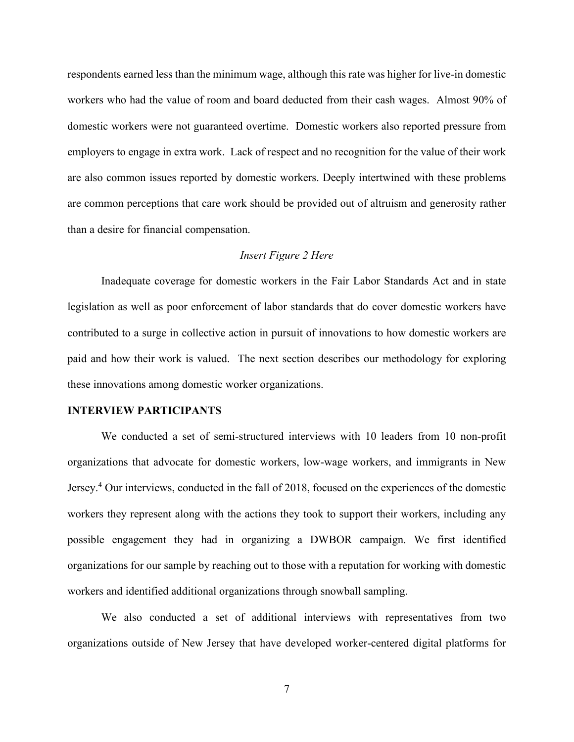respondents earned less than the minimum wage, although this rate was higher for live-in domestic workers who had the value of room and board deducted from their cash wages. Almost 90% of domestic workers were not guaranteed overtime. Domestic workers also reported pressure from employers to engage in extra work. Lack of respect and no recognition for the value of their work are also common issues reported by domestic workers. Deeply intertwined with these problems are common perceptions that care work should be provided out of altruism and generosity rather than a desire for financial compensation.

*Insert Figure 2 Here*

Inadequate coverage for domestic workers in the Fair Labor Standards Act and in state legislation as well as poor enforcement of labor standards that do cover domestic workers have contributed to a surge in collective action in pursuit of innovations to how domestic workers are paid and how their work is valued. The next section describes our methodology for exploring these innovations among domestic worker organizations.

## INTERVIEW PARTICIPANTS

We conducted a set of semi-structured interviews with 10 leaders from 10 non-profit organizations that advocate for domestic workers, low-wage workers, and immigrants in New Jersey.[4] Our interviews, conducted in the fall of 2018, focused on the experiences of the domestic workers they represent along with the actions they took to support their workers, including any possible engagement they had in organizing a DWBOR campaign. We first identified organizations for our sample by reaching out to those with a reputation for working with domestic workers and identified additional organizations through snowball sampling.

We also conducted a set of additional interviews with representatives from two organizations outside of New Jersey that have developed worker-centered digital platforms for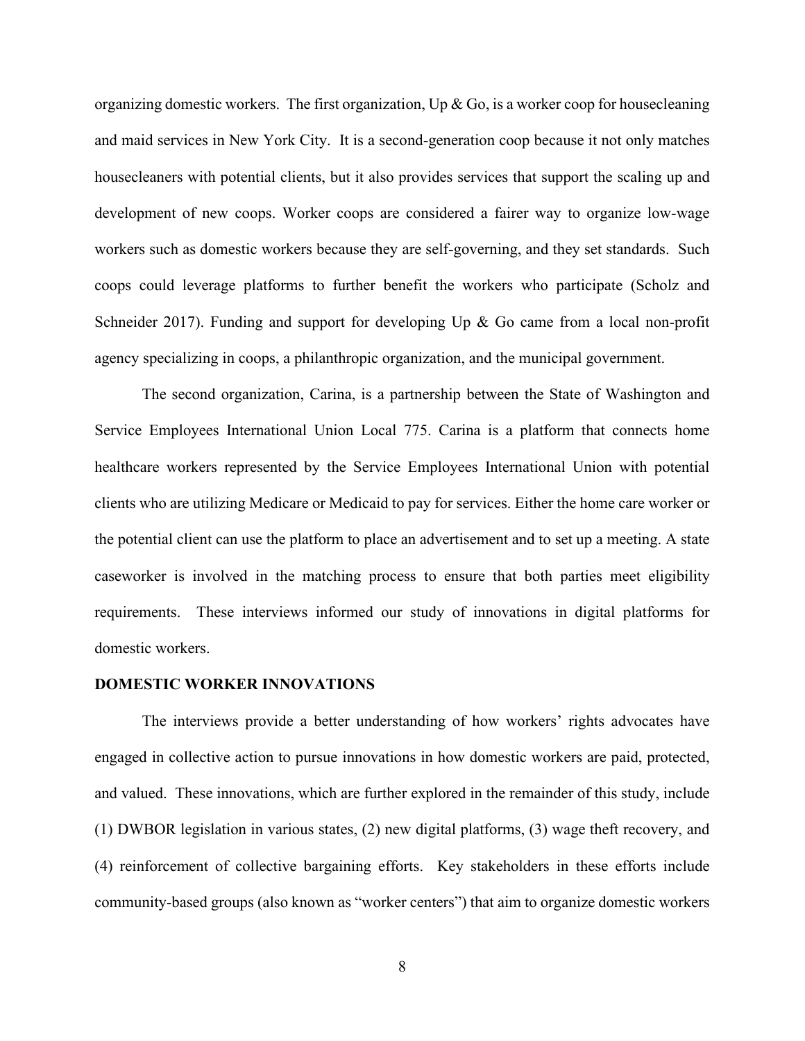organizing domestic workers. The first organization, Up & Go, is a worker coop for housecleaning and maid services in New York City. It is a second-generation coop because it not only matches housecleaners with potential clients, but it also provides services that support the scaling up and development of new coops. Worker coops are considered a fairer way to organize low-wage workers such as domestic workers because they are self-governing, and they set standards. Such coops could leverage platforms to further benefit the workers who participate (Scholz and Schneider 2017). Funding and support for developing Up & Go came from a local non-profit agency specializing in coops, a philanthropic organization, and the municipal government.

The second organization, Carina, is a partnership between the State of Washington and Service Employees International Union Local 775. Carina is a platform that connects home healthcare workers represented by the Service Employees International Union with potential clients who are utilizing Medicare or Medicaid to pay for services. Either the home care worker or the potential client can use the platform to place an advertisement and to set up a meeting. A state caseworker is involved in the matching process to ensure that both parties meet eligibility requirements. These interviews informed our study of innovations in digital platforms for domestic workers.

## DOMESTIC WORKER INNOVATIONS

The interviews provide a better understanding of how workers' rights advocates have engaged in collective action to pursue innovations in how domestic workers are paid, protected, and valued. These innovations, which are further explored in the remainder of this study, include (1) DWBOR legislation in various states, (2) new digital platforms, (3) wage theft recovery, and (4) reinforcement of collective bargaining efforts. Key stakeholders in these efforts include community-based groups (also known as "worker centers") that aim to organize domestic workers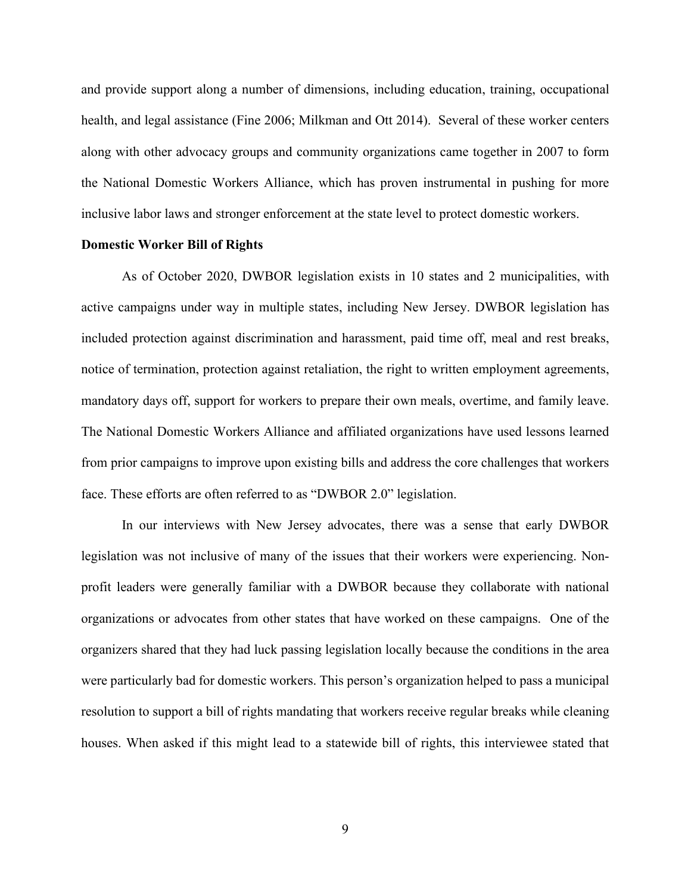and provide support along a number of dimensions, including education, training, occupational health, and legal assistance (Fine 2006; Milkman and Ott 2014). Several of these worker centers along with other advocacy groups and community organizations came together in 2007 to form the National Domestic Workers Alliance, which has proven instrumental in pushing for more inclusive labor laws and stronger enforcement at the state level to protect domestic workers.

**Domestic Worker Bill of Rights**

As of October 2020, DWBOR legislation exists in 10 states and 2 municipalities, with active campaigns under way in multiple states, including New Jersey. DWBOR legislation has included protection against discrimination and harassment, paid time off, meal and rest breaks, notice of termination, protection against retaliation, the right to written employment agreements, mandatory days off, support for workers to prepare their own meals, overtime, and family leave. The National Domestic Workers Alliance and affiliated organizations have used lessons learned from prior campaigns to improve upon existing bills and address the core challenges that workers face. These efforts are often referred to as "DWBOR 2.0" legislation.

In our interviews with New Jersey advocates, there was a sense that early DWBOR legislation was not inclusive of many of the issues that their workers were experiencing. Non-profit leaders were generally familiar with a DWBOR because they collaborate with national organizations or advocates from other states that have worked on these campaigns. One of the organizers shared that they had luck passing legislation locally because the conditions in the area were particularly bad for domestic workers. This person's organization helped to pass a municipal resolution to support a bill of rights mandating that workers receive regular breaks while cleaning houses. When asked if this might lead to a statewide bill of rights, this interviewee stated that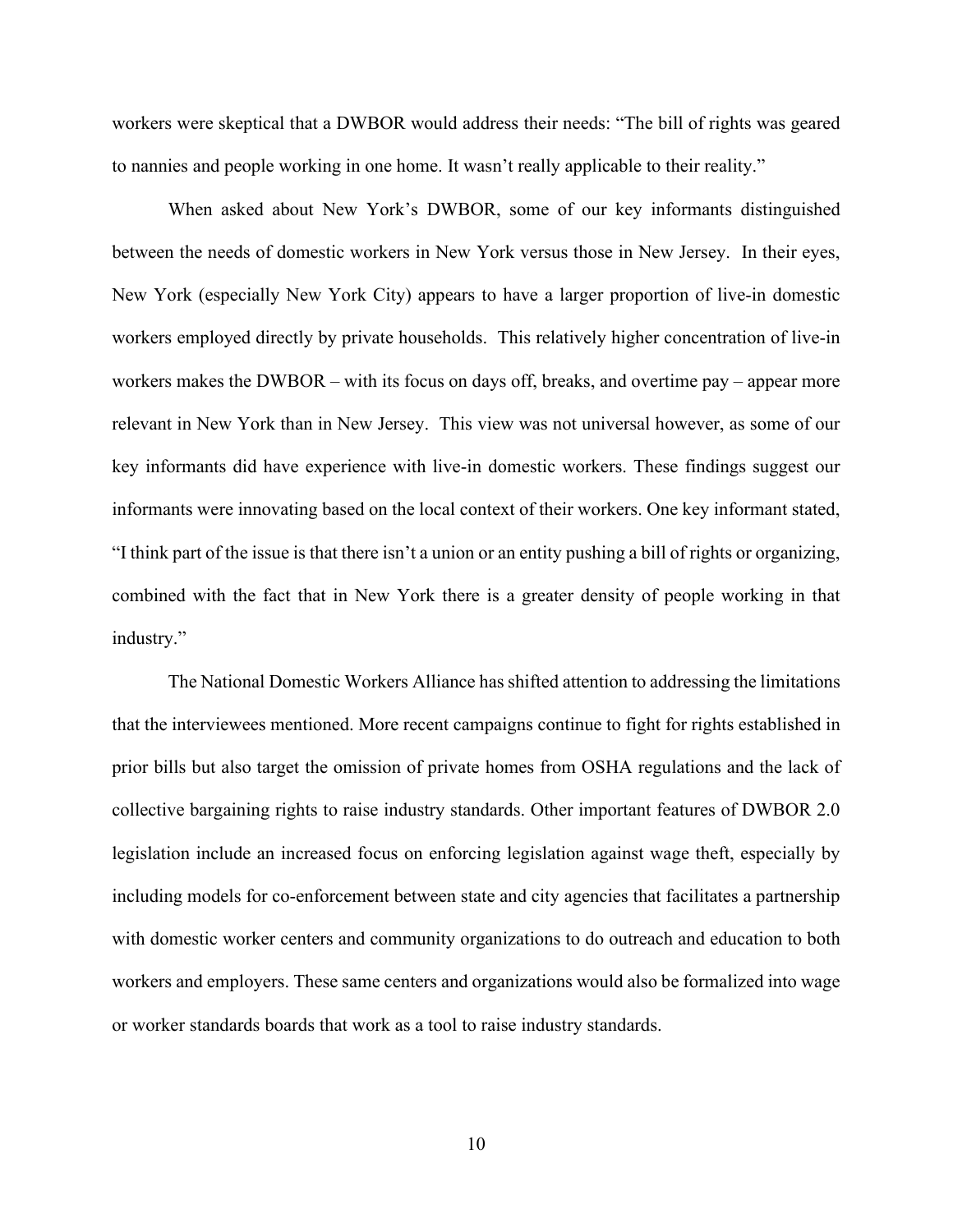workers were skeptical that a DWBOR would address their needs: "The bill of rights was geared to nannies and people working in one home. It wasn't really applicable to their reality."

When asked about New York's DWBOR, some of our key informants distinguished between the needs of domestic workers in New York versus those in New Jersey. In their eyes, New York (especially New York City) appears to have a larger proportion of live-in domestic workers employed directly by private households. This relatively higher concentration of live-in workers makes the DWBOR – with its focus on days off, breaks, and overtime pay – appear more relevant in New York than in New Jersey. This view was not universal however, as some of our key informants did have experience with live-in domestic workers. These findings suggest our informants were innovating based on the local context of their workers. One key informant stated, "I think part of the issue is that there isn't a union or an entity pushing a bill of rights or organizing, combined with the fact that in New York there is a greater density of people working in that industry."

The National Domestic Workers Alliance has shifted attention to addressing the limitations that the interviewees mentioned. More recent campaigns continue to fight for rights established in prior bills but also target the omission of private homes from OSHA regulations and the lack of collective bargaining rights to raise industry standards. Other important features of DWBOR 2.0 legislation include an increased focus on enforcing legislation against wage theft, especially by including models for co-enforcement between state and city agencies that facilitates a partnership with domestic worker centers and community organizations to do outreach and education to both workers and employers. These same centers and organizations would also be formalized into wage or worker standards boards that work as a tool to raise industry standards.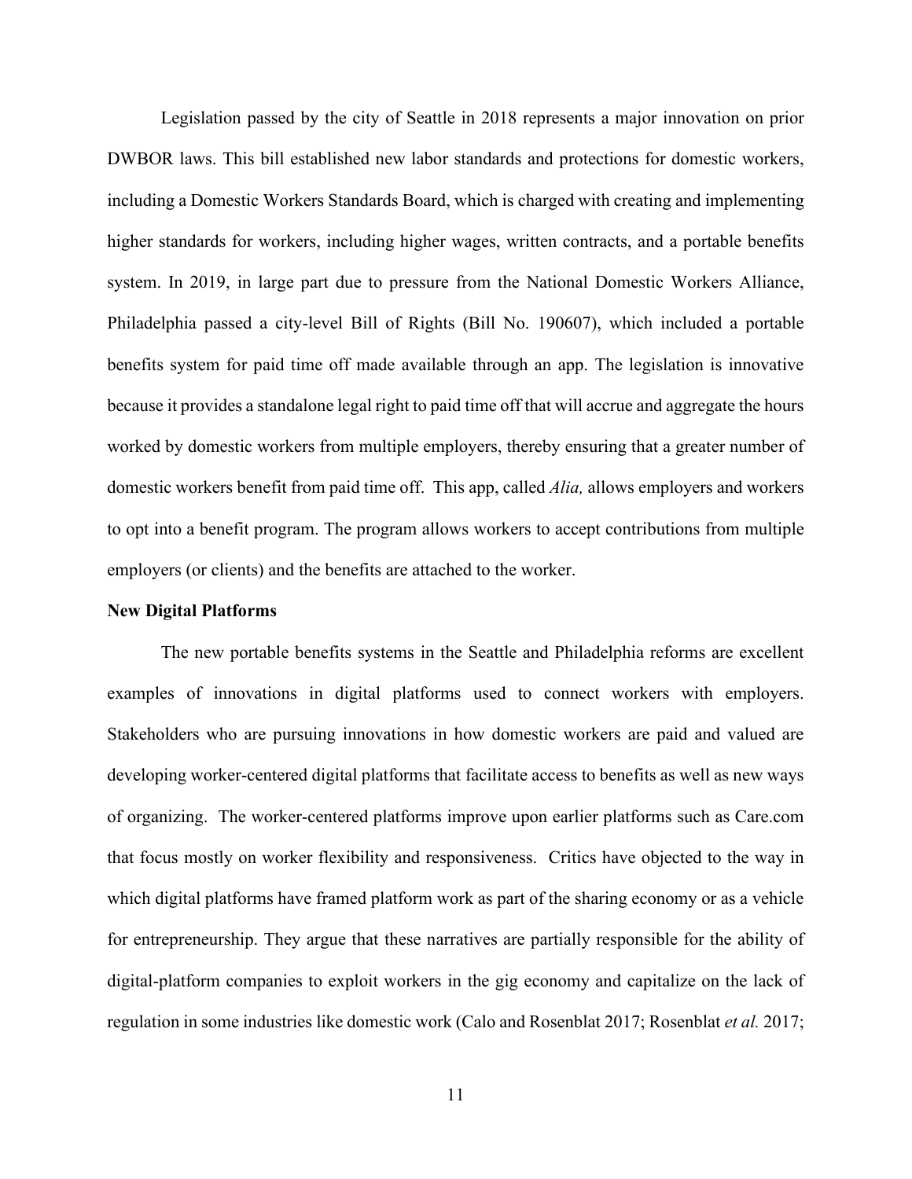Legislation passed by the city of Seattle in 2018 represents a major innovation on prior DWBOR laws. This bill established new labor standards and protections for domestic workers, including a Domestic Workers Standards Board, which is charged with creating and implementing higher standards for workers, including higher wages, written contracts, and a portable benefits system. In 2019, in large part due to pressure from the National Domestic Workers Alliance, Philadelphia passed a city-level Bill of Rights (Bill No. 190607), which included a portable benefits system for paid time off made available through an app. The legislation is innovative because it provides a standalone legal right to paid time off that will accrue and aggregate the hours worked by domestic workers from multiple employers, thereby ensuring that a greater number of domestic workers benefit from paid time off. This app, called *Alia,* allows employers and workers to opt into a benefit program. The program allows workers to accept contributions from multiple employers (or clients) and the benefits are attached to the worker.

**New Digital Platforms**

The new portable benefits systems in the Seattle and Philadelphia reforms are excellent examples of innovations in digital platforms used to connect workers with employers. Stakeholders who are pursuing innovations in how domestic workers are paid and valued are developing worker-centered digital platforms that facilitate access to benefits as well as new ways of organizing. The worker-centered platforms improve upon earlier platforms such as Care.com that focus mostly on worker flexibility and responsiveness. Critics have objected to the way in which digital platforms have framed platform work as part of the sharing economy or as a vehicle for entrepreneurship. They argue that these narratives are partially responsible for the ability of digital-platform companies to exploit workers in the gig economy and capitalize on the lack of regulation in some industries like domestic work (Calo and Rosenblat 2017; Rosenblat *et al.* 2017;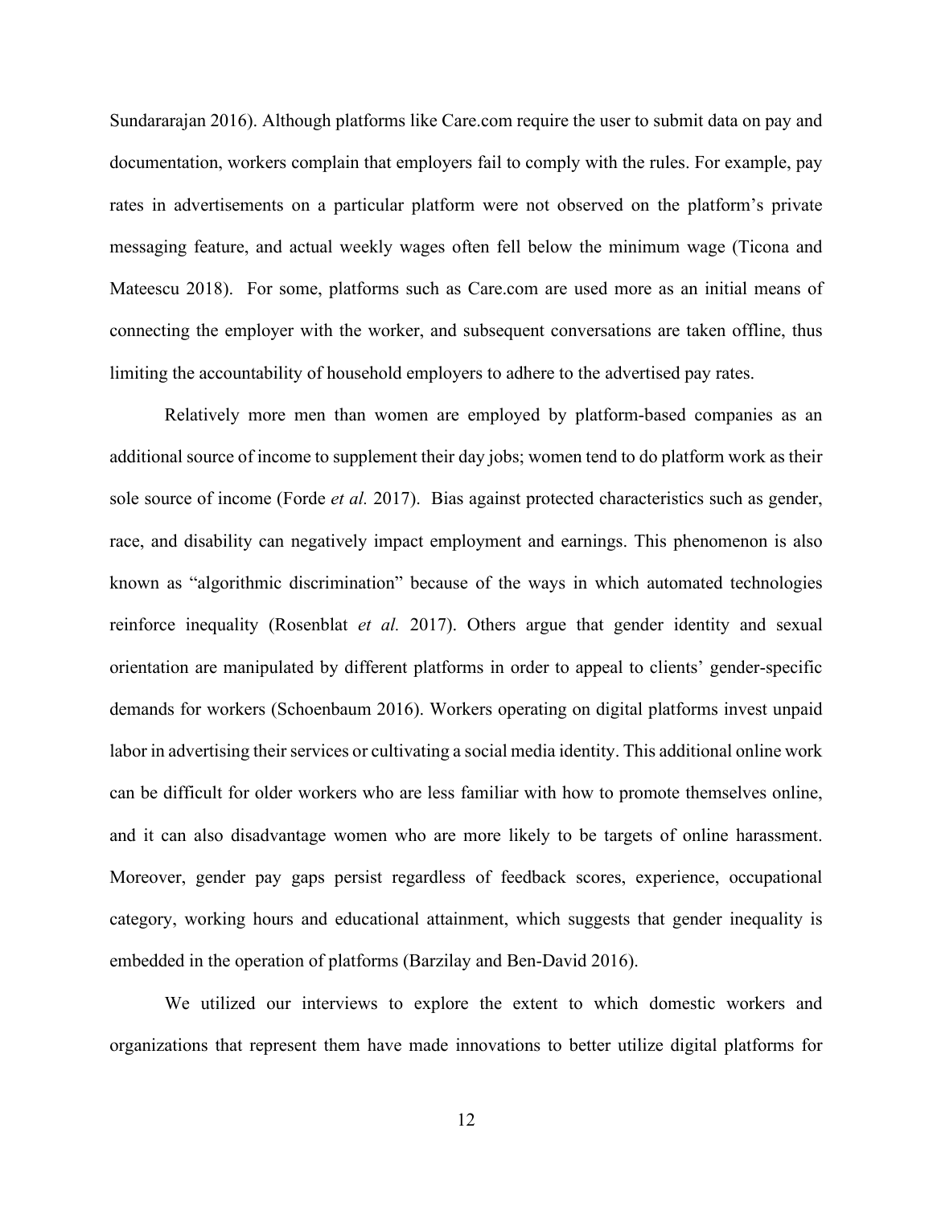Sundararajan 2016). Although platforms like Care.com require the user to submit data on pay and documentation, workers complain that employers fail to comply with the rules. For example, pay rates in advertisements on a particular platform were not observed on the platform's private messaging feature, and actual weekly wages often fell below the minimum wage (Ticona and Mateescu 2018). For some, platforms such as Care.com are used more as an initial means of connecting the employer with the worker, and subsequent conversations are taken offline, thus limiting the accountability of household employers to adhere to the advertised pay rates.

Relatively more men than women are employed by platform-based companies as an additional source of income to supplement their day jobs; women tend to do platform work as their sole source of income (Forde *et al.* 2017). Bias against protected characteristics such as gender, race, and disability can negatively impact employment and earnings. This phenomenon is also known as "algorithmic discrimination" because of the ways in which automated technologies reinforce inequality (Rosenblat *et al.* 2017). Others argue that gender identity and sexual orientation are manipulated by different platforms in order to appeal to clients' gender-specific demands for workers (Schoenbaum 2016). Workers operating on digital platforms invest unpaid labor in advertising their services or cultivating a social media identity. This additional online work can be difficult for older workers who are less familiar with how to promote themselves online, and it can also disadvantage women who are more likely to be targets of online harassment. Moreover, gender pay gaps persist regardless of feedback scores, experience, occupational category, working hours and educational attainment, which suggests that gender inequality is embedded in the operation of platforms (Barzilay and Ben-David 2016).

We utilized our interviews to explore the extent to which domestic workers and organizations that represent them have made innovations to better utilize digital platforms for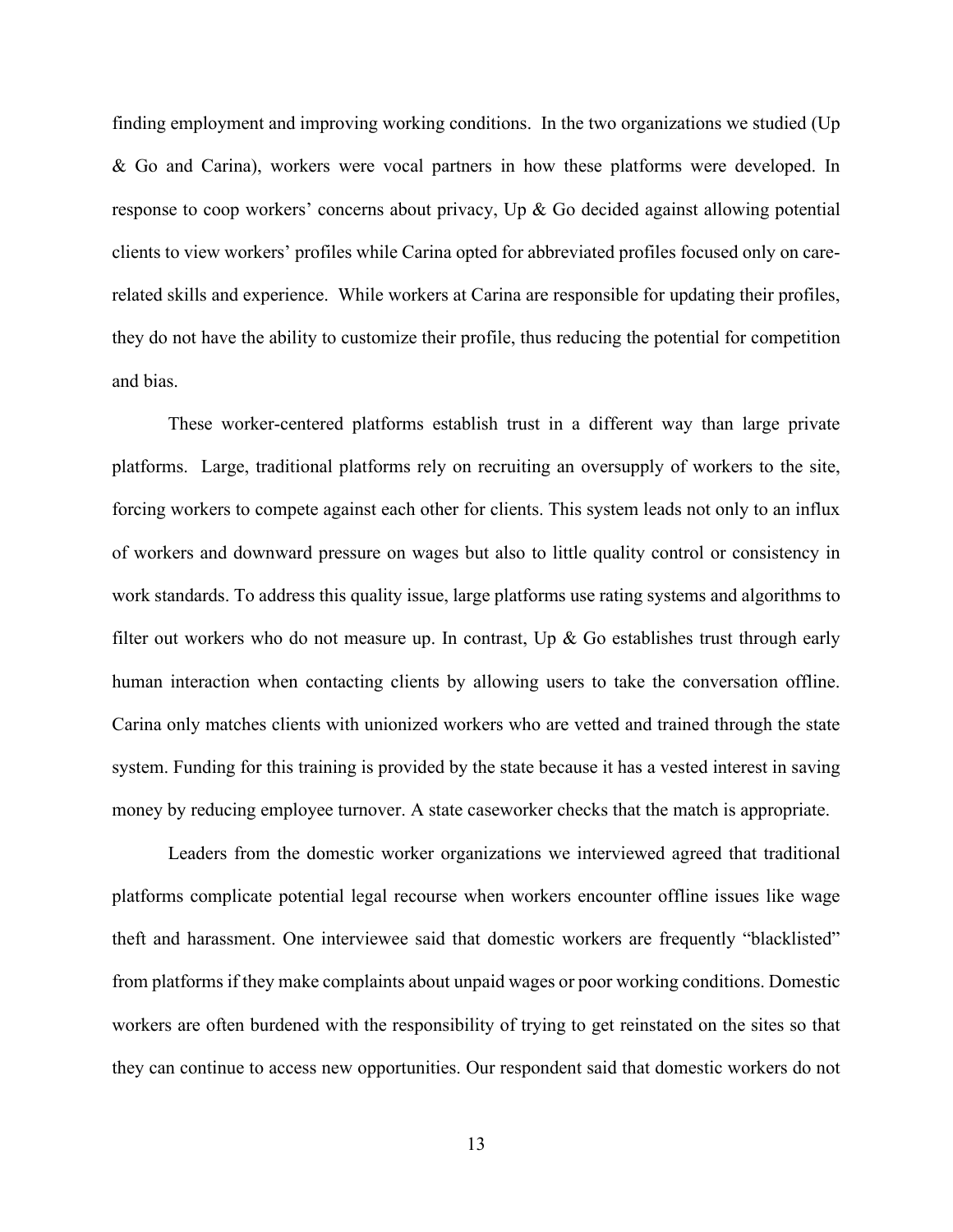finding employment and improving working conditions. In the two organizations we studied (Up & Go and Carina), workers were vocal partners in how these platforms were developed. In response to coop workers' concerns about privacy, Up & Go decided against allowing potential clients to view workers' profiles while Carina opted for abbreviated profiles focused only on care-related skills and experience. While workers at Carina are responsible for updating their profiles, they do not have the ability to customize their profile, thus reducing the potential for competition and bias.

These worker-centered platforms establish trust in a different way than large private platforms. Large, traditional platforms rely on recruiting an oversupply of workers to the site, forcing workers to compete against each other for clients. This system leads not only to an influx of workers and downward pressure on wages but also to little quality control or consistency in work standards. To address this quality issue, large platforms use rating systems and algorithms to filter out workers who do not measure up. In contrast, Up & Go establishes trust through early human interaction when contacting clients by allowing users to take the conversation offline. Carina only matches clients with unionized workers who are vetted and trained through the state system. Funding for this training is provided by the state because it has a vested interest in saving money by reducing employee turnover. A state caseworker checks that the match is appropriate.

Leaders from the domestic worker organizations we interviewed agreed that traditional platforms complicate potential legal recourse when workers encounter offline issues like wage theft and harassment. One interviewee said that domestic workers are frequently "blacklisted" from platforms if they make complaints about unpaid wages or poor working conditions. Domestic workers are often burdened with the responsibility of trying to get reinstated on the sites so that they can continue to access new opportunities. Our respondent said that domestic workers do not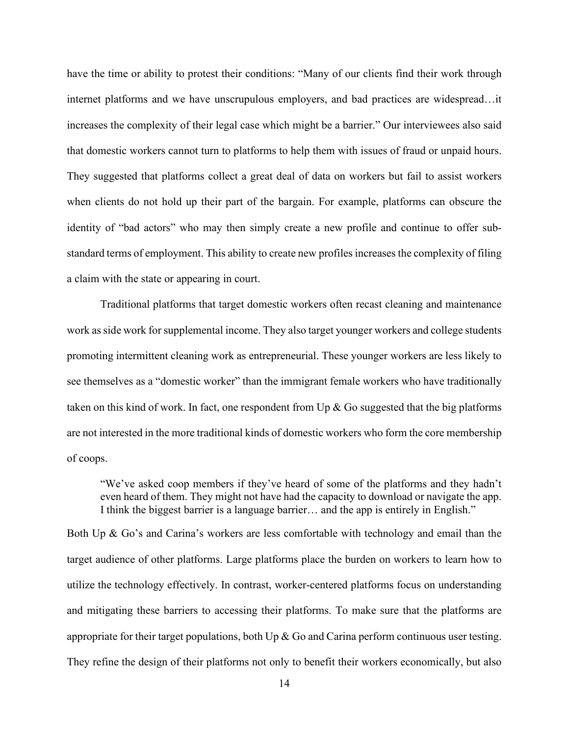have the time or ability to protest their conditions: "Many of our clients find their work through internet platforms and we have unscrupulous employers, and bad practices are widespread…it increases the complexity of their legal case which might be a barrier." Our interviewees also said that domestic workers cannot turn to platforms to help them with issues of fraud or unpaid hours. They suggested that platforms collect a great deal of data on workers but fail to assist workers when clients do not hold up their part of the bargain. For example, platforms can obscure the identity of "bad actors" who may then simply create a new profile and continue to offer sub-standard terms of employment. This ability to create new profiles increases the complexity of filing a claim with the state or appearing in court.

Traditional platforms that target domestic workers often recast cleaning and maintenance work as side work for supplemental income. They also target younger workers and college students promoting intermittent cleaning work as entrepreneurial. These younger workers are less likely to see themselves as a "domestic worker" than the immigrant female workers who have traditionally taken on this kind of work. In fact, one respondent from Up & Go suggested that the big platforms are not interested in the more traditional kinds of domestic workers who form the core membership of coops.

> "We've asked coop members if they've heard of some of the platforms and they hadn't even heard of them. They might not have had the capacity to download or navigate the app. I think the biggest barrier is a language barrier… and the app is entirely in English."

Both Up & Go's and Carina's workers are less comfortable with technology and email than the target audience of other platforms. Large platforms place the burden on workers to learn how to utilize the technology effectively. In contrast, worker-centered platforms focus on understanding and mitigating these barriers to accessing their platforms. To make sure that the platforms are appropriate for their target populations, both Up & Go and Carina perform continuous user testing. They refine the design of their platforms not only to benefit their workers economically, but also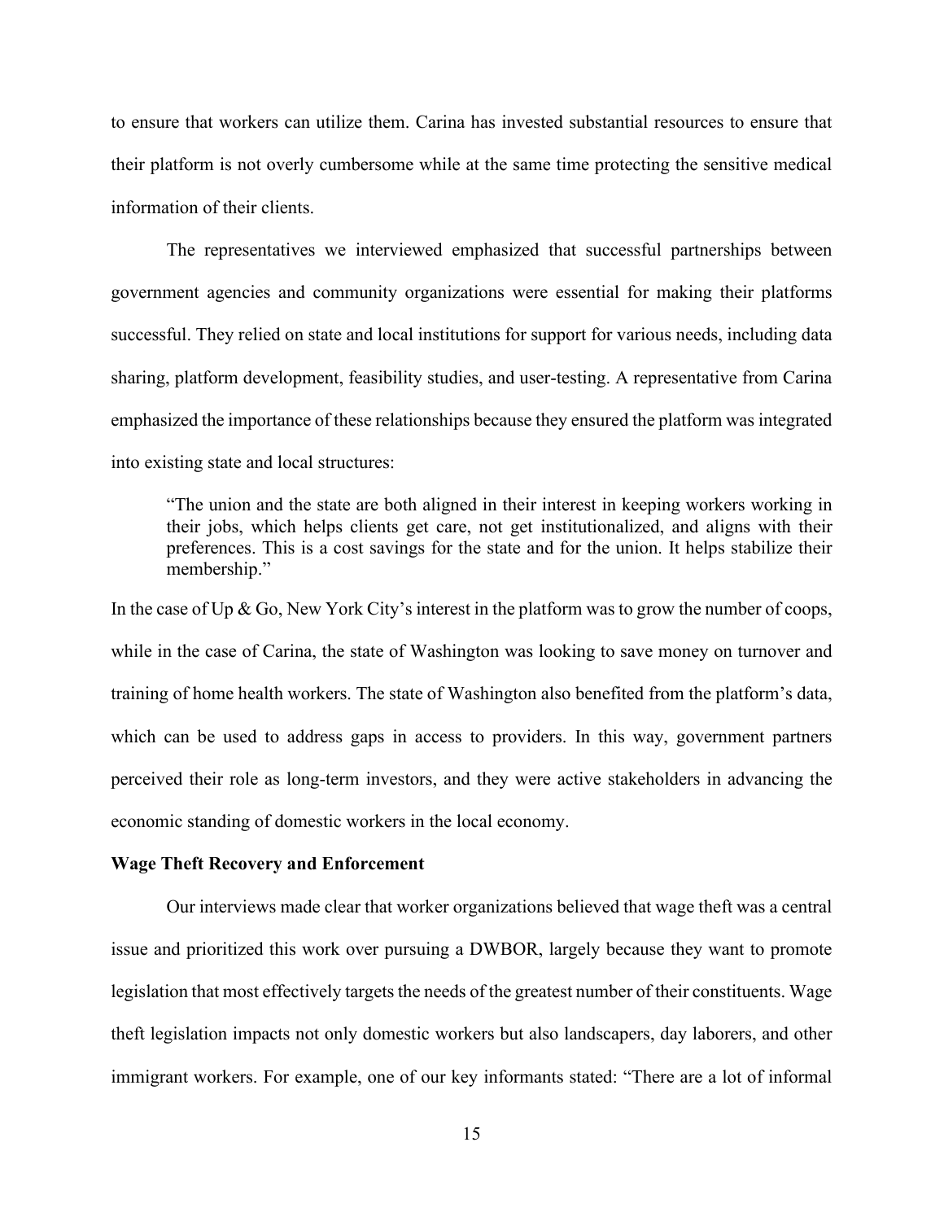to ensure that workers can utilize them. Carina has invested substantial resources to ensure that their platform is not overly cumbersome while at the same time protecting the sensitive medical information of their clients.

The representatives we interviewed emphasized that successful partnerships between government agencies and community organizations were essential for making their platforms successful. They relied on state and local institutions for support for various needs, including data sharing, platform development, feasibility studies, and user-testing. A representative from Carina emphasized the importance of these relationships because they ensured the platform was integrated into existing state and local structures:

> "The union and the state are both aligned in their interest in keeping workers working in their jobs, which helps clients get care, not get institutionalized, and aligns with their preferences. This is a cost savings for the state and for the union. It helps stabilize their membership."

In the case of Up & Go, New York City's interest in the platform was to grow the number of coops, while in the case of Carina, the state of Washington was looking to save money on turnover and training of home health workers. The state of Washington also benefited from the platform's data, which can be used to address gaps in access to providers. In this way, government partners perceived their role as long-term investors, and they were active stakeholders in advancing the economic standing of domestic workers in the local economy.

**Wage Theft Recovery and Enforcement**

Our interviews made clear that worker organizations believed that wage theft was a central issue and prioritized this work over pursuing a DWBOR, largely because they want to promote legislation that most effectively targets the needs of the greatest number of their constituents. Wage theft legislation impacts not only domestic workers but also landscapers, day laborers, and other immigrant workers. For example, one of our key informants stated: "There are a lot of informal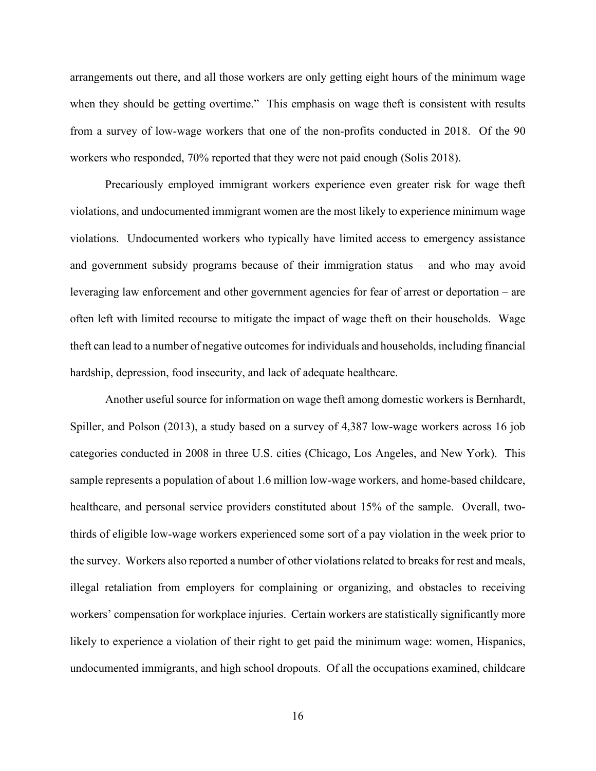arrangements out there, and all those workers are only getting eight hours of the minimum wage when they should be getting overtime." This emphasis on wage theft is consistent with results from a survey of low-wage workers that one of the non-profits conducted in 2018. Of the 90 workers who responded, 70% reported that they were not paid enough (Solis 2018).

Precariously employed immigrant workers experience even greater risk for wage theft violations, and undocumented immigrant women are the most likely to experience minimum wage violations. Undocumented workers who typically have limited access to emergency assistance and government subsidy programs because of their immigration status – and who may avoid leveraging law enforcement and other government agencies for fear of arrest or deportation – are often left with limited recourse to mitigate the impact of wage theft on their households. Wage theft can lead to a number of negative outcomes for individuals and households, including financial hardship, depression, food insecurity, and lack of adequate healthcare.

Another useful source for information on wage theft among domestic workers is Bernhardt, Spiller, and Polson (2013), a study based on a survey of 4,387 low-wage workers across 16 job categories conducted in 2008 in three U.S. cities (Chicago, Los Angeles, and New York). This sample represents a population of about 1.6 million low-wage workers, and home-based childcare, healthcare, and personal service providers constituted about 15% of the sample. Overall, two-thirds of eligible low-wage workers experienced some sort of a pay violation in the week prior to the survey. Workers also reported a number of other violations related to breaks for rest and meals, illegal retaliation from employers for complaining or organizing, and obstacles to receiving workers' compensation for workplace injuries. Certain workers are statistically significantly more likely to experience a violation of their right to get paid the minimum wage: women, Hispanics, undocumented immigrants, and high school dropouts. Of all the occupations examined, childcare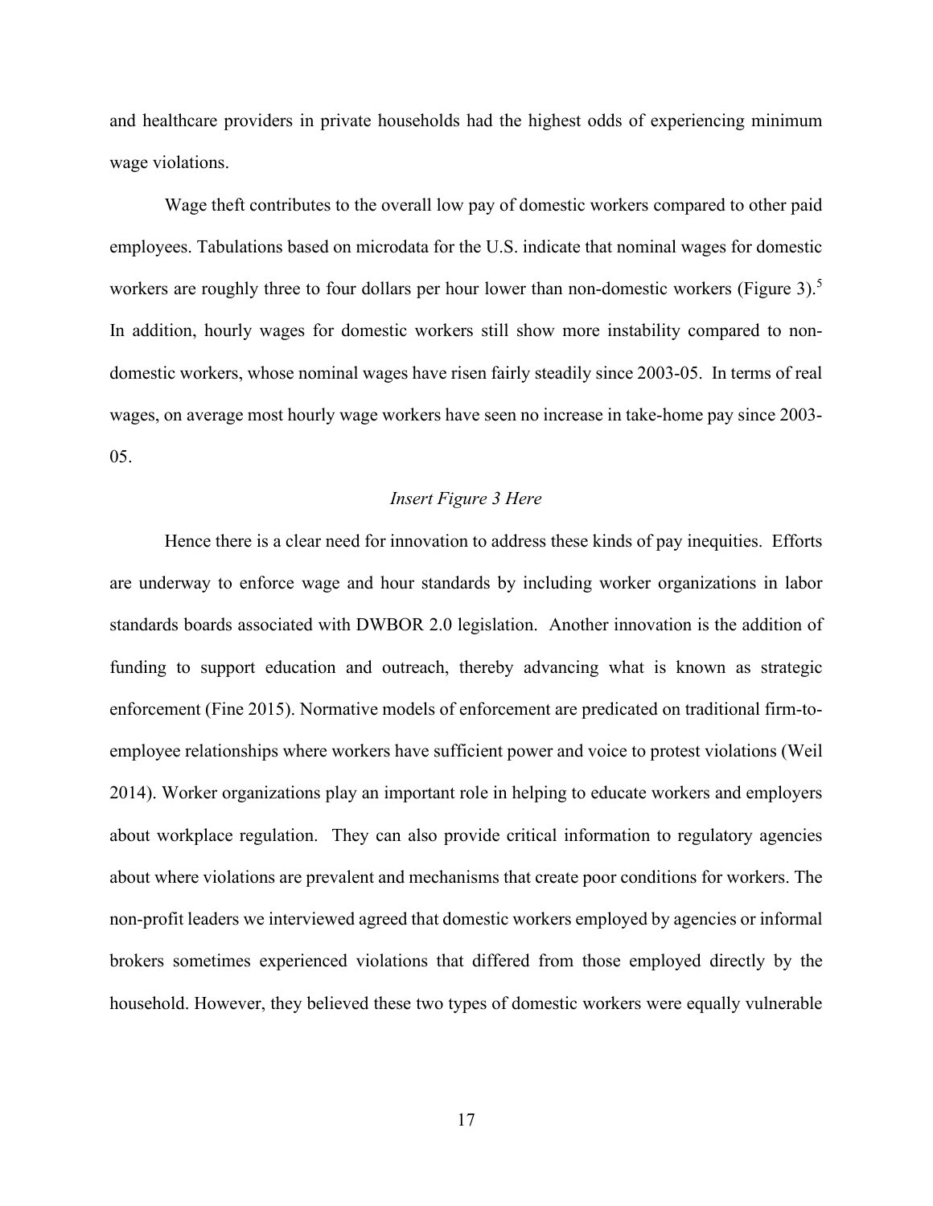and healthcare providers in private households had the highest odds of experiencing minimum wage violations.

Wage theft contributes to the overall low pay of domestic workers compared to other paid employees. Tabulations based on microdata for the U.S. indicate that nominal wages for domestic workers are roughly three to four dollars per hour lower than non-domestic workers (Figure 3).[5] In addition, hourly wages for domestic workers still show more instability compared to non-domestic workers, whose nominal wages have risen fairly steadily since 2003-05. In terms of real wages, on average most hourly wage workers have seen no increase in take-home pay since 2003-05.

*Insert Figure 3 Here*

Hence there is a clear need for innovation to address these kinds of pay inequities. Efforts are underway to enforce wage and hour standards by including worker organizations in labor standards boards associated with DWBOR 2.0 legislation. Another innovation is the addition of funding to support education and outreach, thereby advancing what is known as strategic enforcement (Fine 2015). Normative models of enforcement are predicated on traditional firm-to-employee relationships where workers have sufficient power and voice to protest violations (Weil 2014). Worker organizations play an important role in helping to educate workers and employers about workplace regulation. They can also provide critical information to regulatory agencies about where violations are prevalent and mechanisms that create poor conditions for workers. The non-profit leaders we interviewed agreed that domestic workers employed by agencies or informal brokers sometimes experienced violations that differed from those employed directly by the household. However, they believed these two types of domestic workers were equally vulnerable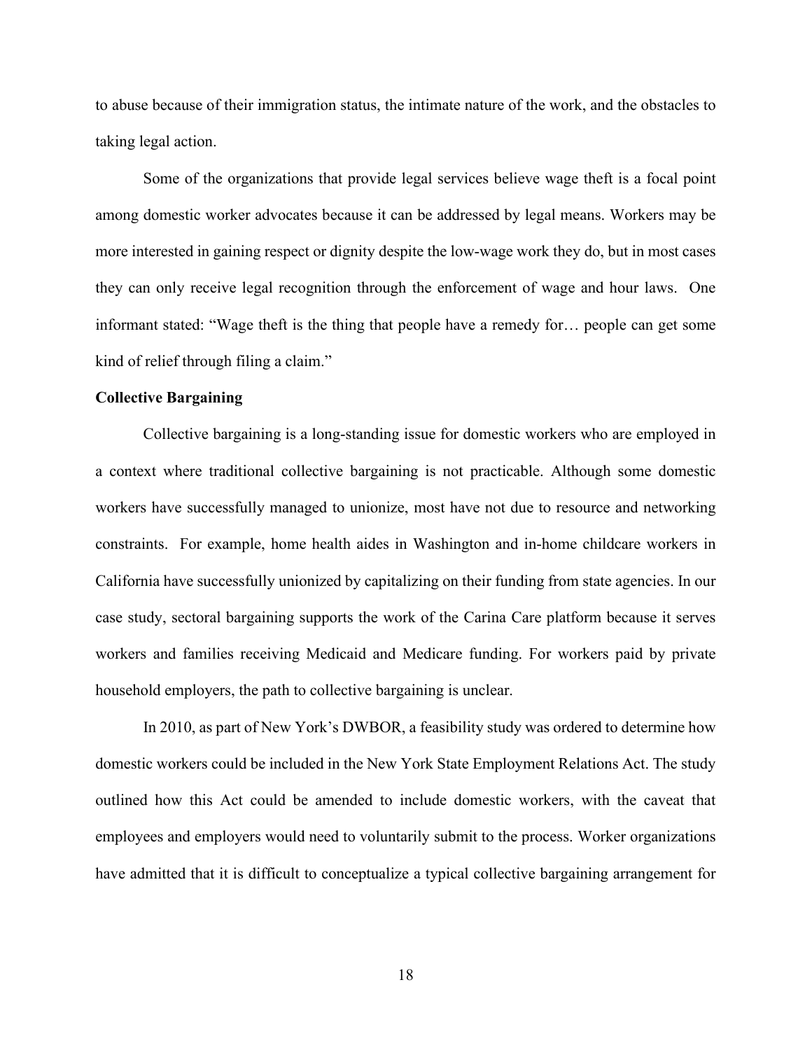to abuse because of their immigration status, the intimate nature of the work, and the obstacles to taking legal action.

Some of the organizations that provide legal services believe wage theft is a focal point among domestic worker advocates because it can be addressed by legal means. Workers may be more interested in gaining respect or dignity despite the low-wage work they do, but in most cases they can only receive legal recognition through the enforcement of wage and hour laws. One informant stated: "Wage theft is the thing that people have a remedy for… people can get some kind of relief through filing a claim."

**Collective Bargaining**

Collective bargaining is a long-standing issue for domestic workers who are employed in a context where traditional collective bargaining is not practicable. Although some domestic workers have successfully managed to unionize, most have not due to resource and networking constraints. For example, home health aides in Washington and in-home childcare workers in California have successfully unionized by capitalizing on their funding from state agencies. In our case study, sectoral bargaining supports the work of the Carina Care platform because it serves workers and families receiving Medicaid and Medicare funding. For workers paid by private household employers, the path to collective bargaining is unclear.

In 2010, as part of New York's DWBOR, a feasibility study was ordered to determine how domestic workers could be included in the New York State Employment Relations Act. The study outlined how this Act could be amended to include domestic workers, with the caveat that employees and employers would need to voluntarily submit to the process. Worker organizations have admitted that it is difficult to conceptualize a typical collective bargaining arrangement for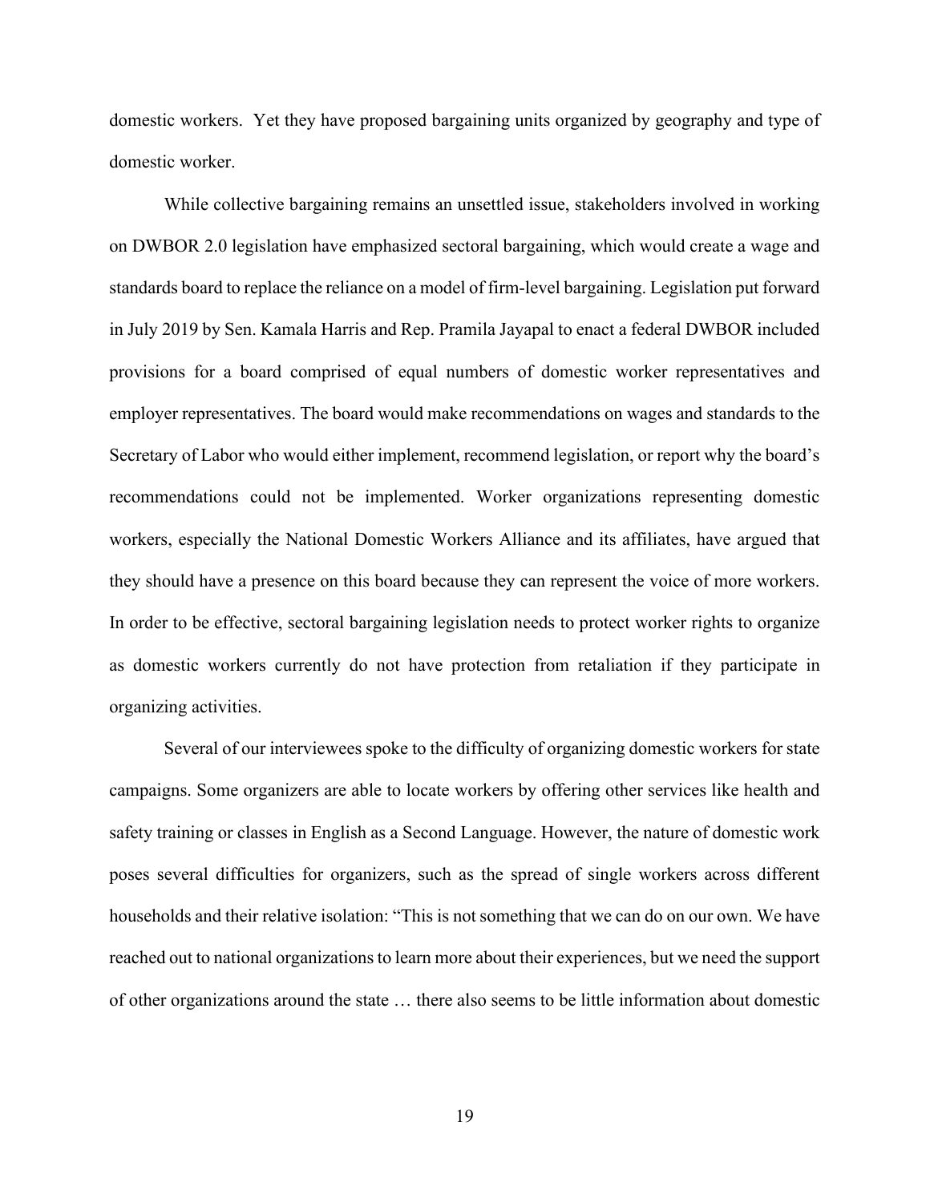domestic workers. Yet they have proposed bargaining units organized by geography and type of domestic worker.

While collective bargaining remains an unsettled issue, stakeholders involved in working on DWBOR 2.0 legislation have emphasized sectoral bargaining, which would create a wage and standards board to replace the reliance on a model of firm-level bargaining. Legislation put forward in July 2019 by Sen. Kamala Harris and Rep. Pramila Jayapal to enact a federal DWBOR included provisions for a board comprised of equal numbers of domestic worker representatives and employer representatives. The board would make recommendations on wages and standards to the Secretary of Labor who would either implement, recommend legislation, or report why the board's recommendations could not be implemented. Worker organizations representing domestic workers, especially the National Domestic Workers Alliance and its affiliates, have argued that they should have a presence on this board because they can represent the voice of more workers. In order to be effective, sectoral bargaining legislation needs to protect worker rights to organize as domestic workers currently do not have protection from retaliation if they participate in organizing activities.

Several of our interviewees spoke to the difficulty of organizing domestic workers for state campaigns. Some organizers are able to locate workers by offering other services like health and safety training or classes in English as a Second Language. However, the nature of domestic work poses several difficulties for organizers, such as the spread of single workers across different households and their relative isolation: "This is not something that we can do on our own. We have reached out to national organizations to learn more about their experiences, but we need the support of other organizations around the state … there also seems to be little information about domestic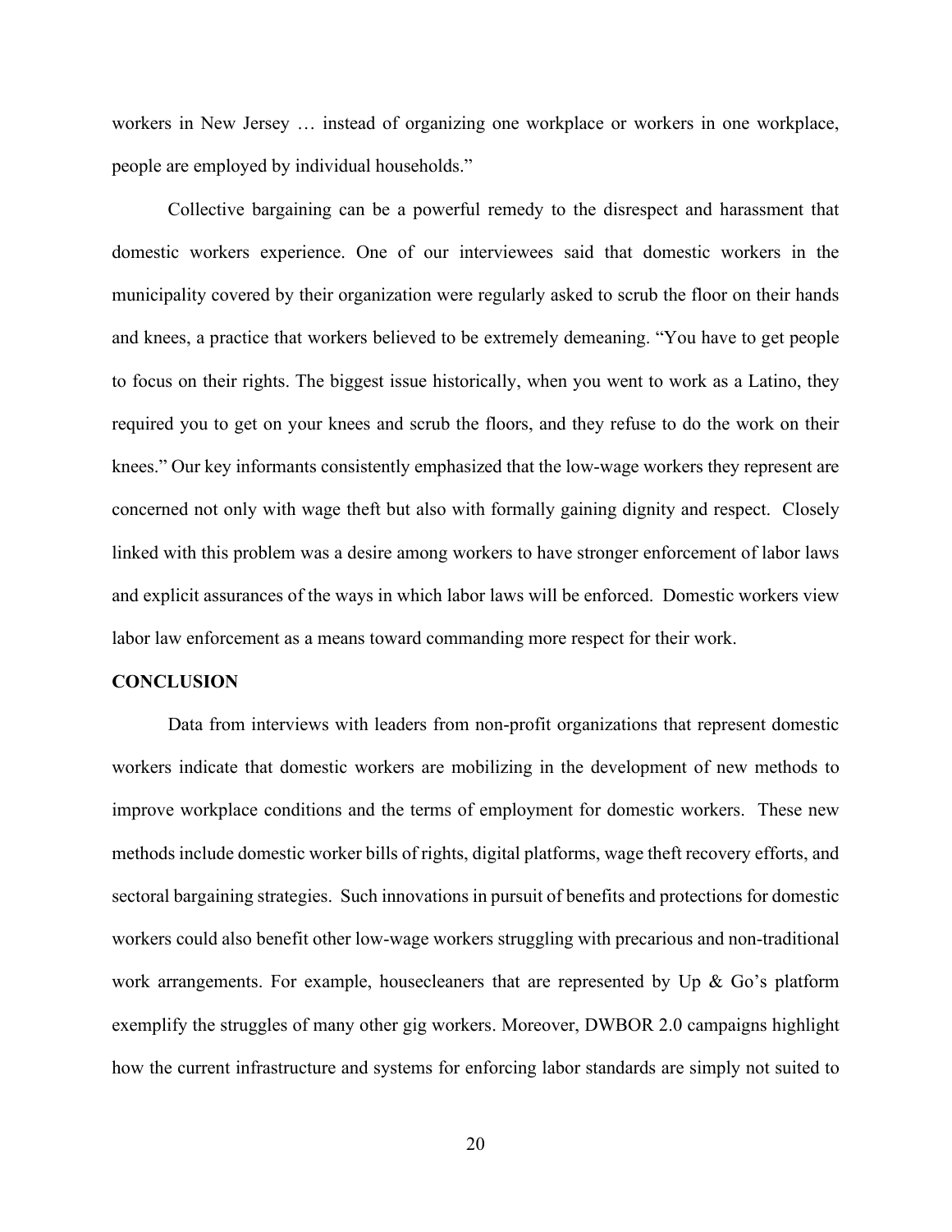workers in New Jersey … instead of organizing one workplace or workers in one workplace, people are employed by individual households."

Collective bargaining can be a powerful remedy to the disrespect and harassment that domestic workers experience. One of our interviewees said that domestic workers in the municipality covered by their organization were regularly asked to scrub the floor on their hands and knees, a practice that workers believed to be extremely demeaning. "You have to get people to focus on their rights. The biggest issue historically, when you went to work as a Latino, they required you to get on your knees and scrub the floors, and they refuse to do the work on their knees." Our key informants consistently emphasized that the low-wage workers they represent are concerned not only with wage theft but also with formally gaining dignity and respect. Closely linked with this problem was a desire among workers to have stronger enforcement of labor laws and explicit assurances of the ways in which labor laws will be enforced. Domestic workers view labor law enforcement as a means toward commanding more respect for their work.

**CONCLUSION**

Data from interviews with leaders from non-profit organizations that represent domestic workers indicate that domestic workers are mobilizing in the development of new methods to improve workplace conditions and the terms of employment for domestic workers. These new methods include domestic worker bills of rights, digital platforms, wage theft recovery efforts, and sectoral bargaining strategies. Such innovations in pursuit of benefits and protections for domestic workers could also benefit other low-wage workers struggling with precarious and non-traditional work arrangements. For example, housecleaners that are represented by Up & Go's platform exemplify the struggles of many other gig workers. Moreover, DWBOR 2.0 campaigns highlight how the current infrastructure and systems for enforcing labor standards are simply not suited to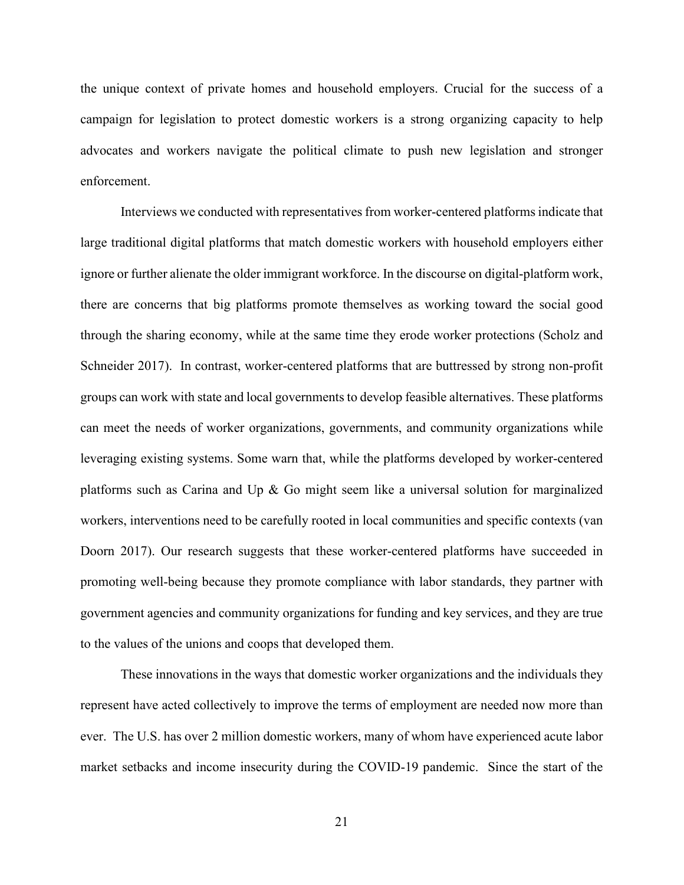the unique context of private homes and household employers. Crucial for the success of a campaign for legislation to protect domestic workers is a strong organizing capacity to help advocates and workers navigate the political climate to push new legislation and stronger enforcement.

Interviews we conducted with representatives from worker-centered platforms indicate that large traditional digital platforms that match domestic workers with household employers either ignore or further alienate the older immigrant workforce. In the discourse on digital-platform work, there are concerns that big platforms promote themselves as working toward the social good through the sharing economy, while at the same time they erode worker protections (Scholz and Schneider 2017). In contrast, worker-centered platforms that are buttressed by strong non-profit groups can work with state and local governments to develop feasible alternatives. These platforms can meet the needs of worker organizations, governments, and community organizations while leveraging existing systems. Some warn that, while the platforms developed by worker-centered platforms such as Carina and Up & Go might seem like a universal solution for marginalized workers, interventions need to be carefully rooted in local communities and specific contexts (van Doorn 2017). Our research suggests that these worker-centered platforms have succeeded in promoting well-being because they promote compliance with labor standards, they partner with government agencies and community organizations for funding and key services, and they are true to the values of the unions and coops that developed them.

These innovations in the ways that domestic worker organizations and the individuals they represent have acted collectively to improve the terms of employment are needed now more than ever. The U.S. has over 2 million domestic workers, many of whom have experienced acute labor market setbacks and income insecurity during the COVID-19 pandemic. Since the start of the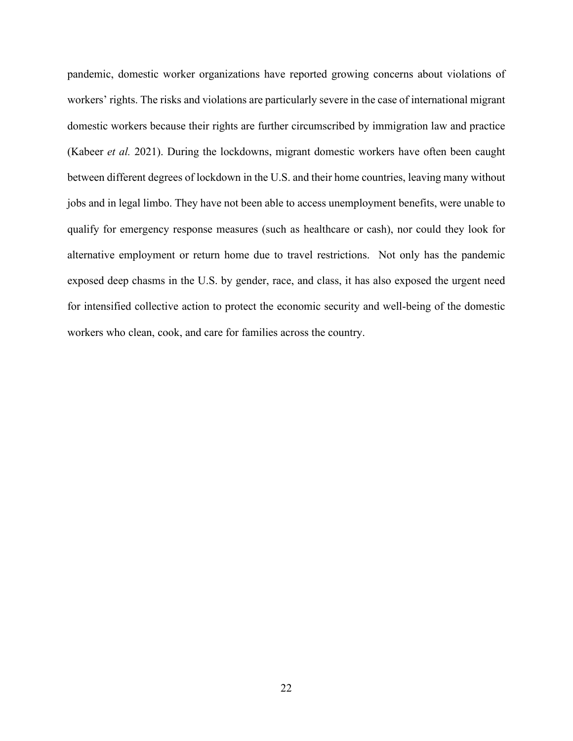pandemic, domestic worker organizations have reported growing concerns about violations of workers' rights. The risks and violations are particularly severe in the case of international migrant domestic workers because their rights are further circumscribed by immigration law and practice (Kabeer *et al.* 2021). During the lockdowns, migrant domestic workers have often been caught between different degrees of lockdown in the U.S. and their home countries, leaving many without jobs and in legal limbo. They have not been able to access unemployment benefits, were unable to qualify for emergency response measures (such as healthcare or cash), nor could they look for alternative employment or return home due to travel restrictions. Not only has the pandemic exposed deep chasms in the U.S. by gender, race, and class, it has also exposed the urgent need for intensified collective action to protect the economic security and well-being of the domestic workers who clean, cook, and care for families across the country.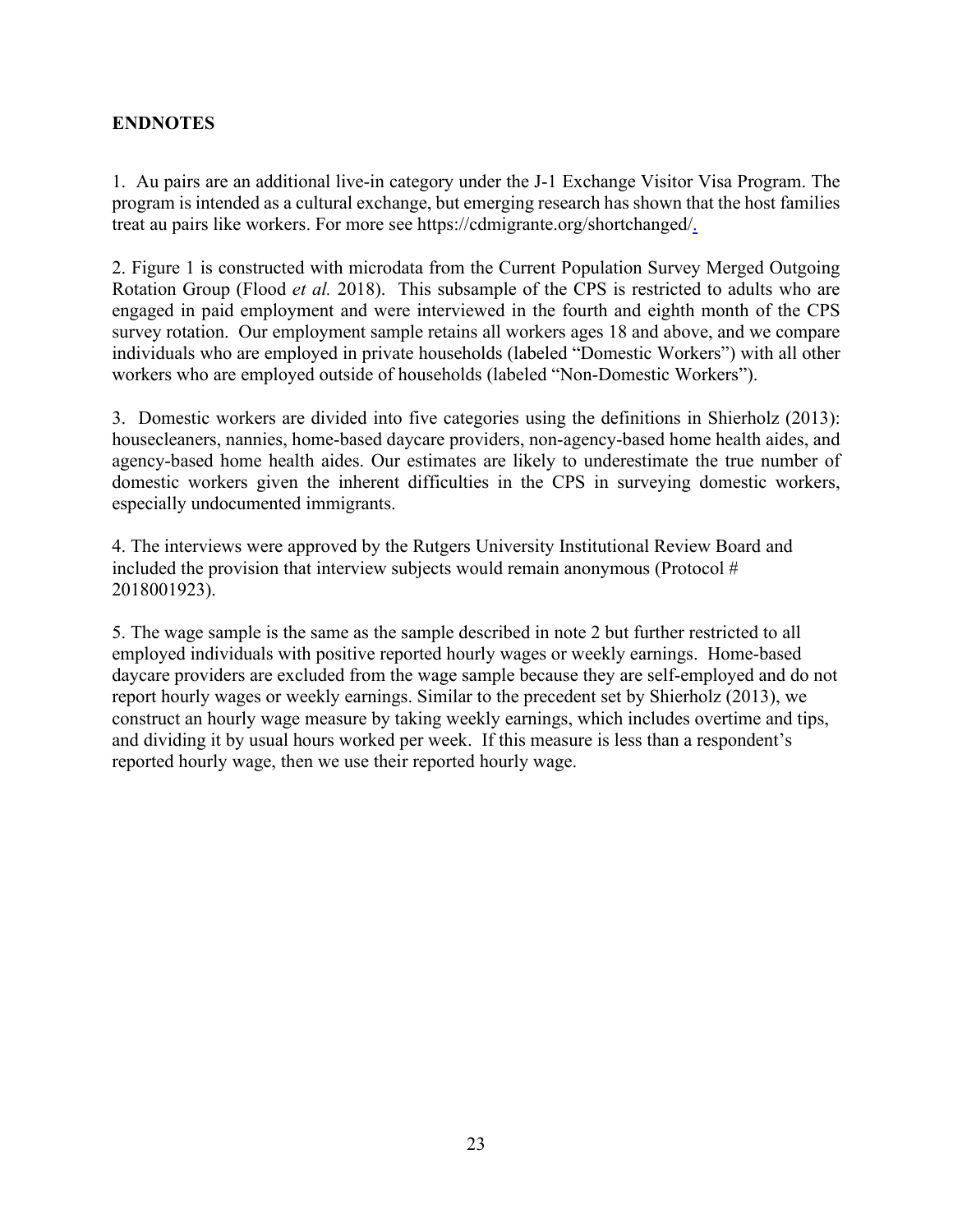## ENDNOTES

1. Au pairs are an additional live-in category under the J-1 Exchange Visitor Visa Program. The program is intended as a cultural exchange, but emerging research has shown that the host families treat au pairs like workers. For more see https://cdmigrante.org/shortchanged/.

2. Figure 1 is constructed with microdata from the Current Population Survey Merged Outgoing Rotation Group (Flood *et al.* 2018). This subsample of the CPS is restricted to adults who are engaged in paid employment and were interviewed in the fourth and eighth month of the CPS survey rotation. Our employment sample retains all workers ages 18 and above, and we compare individuals who are employed in private households (labeled "Domestic Workers") with all other workers who are employed outside of households (labeled "Non-Domestic Workers").

3. Domestic workers are divided into five categories using the definitions in Shierholz (2013): housecleaners, nannies, home-based daycare providers, non-agency-based home health aides, and agency-based home health aides. Our estimates are likely to underestimate the true number of domestic workers given the inherent difficulties in the CPS in surveying domestic workers, especially undocumented immigrants.

4. The interviews were approved by the Rutgers University Institutional Review Board and included the provision that interview subjects would remain anonymous (Protocol # 2018001923).

5. The wage sample is the same as the sample described in note 2 but further restricted to all employed individuals with positive reported hourly wages or weekly earnings. Home-based daycare providers are excluded from the wage sample because they are self-employed and do not report hourly wages or weekly earnings. Similar to the precedent set by Shierholz (2013), we construct an hourly wage measure by taking weekly earnings, which includes overtime and tips, and dividing it by usual hours worked per week. If this measure is less than a respondent's reported hourly wage, then we use their reported hourly wage.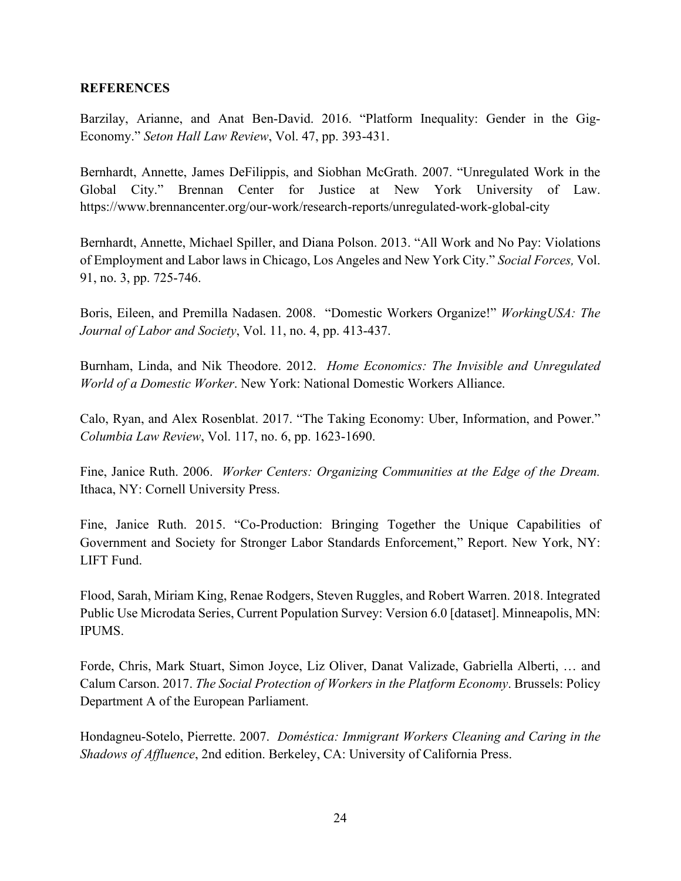**REFERENCES**

Barzilay, Arianne, and Anat Ben-David. 2016. "Platform Inequality: Gender in the Gig-Economy." *Seton Hall Law Review*, Vol. 47, pp. 393-431.

Bernhardt, Annette, James DeFilippis, and Siobhan McGrath. 2007. "Unregulated Work in the Global City." Brennan Center for Justice at New York University of Law. https://www.brennancenter.org/our-work/research-reports/unregulated-work-global-city

Bernhardt, Annette, Michael Spiller, and Diana Polson. 2013. "All Work and No Pay: Violations of Employment and Labor laws in Chicago, Los Angeles and New York City." *Social Forces,* Vol. 91, no. 3, pp. 725-746.

Boris, Eileen, and Premilla Nadasen. 2008. "Domestic Workers Organize!" *WorkingUSA: The Journal of Labor and Society*, Vol. 11, no. 4, pp. 413-437.

Burnham, Linda, and Nik Theodore. 2012. *Home Economics: The Invisible and Unregulated World of a Domestic Worker*. New York: National Domestic Workers Alliance.

Calo, Ryan, and Alex Rosenblat. 2017. "The Taking Economy: Uber, Information, and Power." *Columbia Law Review*, Vol. 117, no. 6, pp. 1623-1690.

Fine, Janice Ruth. 2006. *Worker Centers: Organizing Communities at the Edge of the Dream.* Ithaca, NY: Cornell University Press.

Fine, Janice Ruth. 2015. "Co-Production: Bringing Together the Unique Capabilities of Government and Society for Stronger Labor Standards Enforcement," Report. New York, NY: LIFT Fund.

Flood, Sarah, Miriam King, Renae Rodgers, Steven Ruggles, and Robert Warren. 2018. Integrated Public Use Microdata Series, Current Population Survey: Version 6.0 [dataset]. Minneapolis, MN: IPUMS.

Forde, Chris, Mark Stuart, Simon Joyce, Liz Oliver, Danat Valizade, Gabriella Alberti, … and Calum Carson. 2017. *The Social Protection of Workers in the Platform Economy*. Brussels: Policy Department A of the European Parliament.

Hondagneu-Sotelo, Pierrette. 2007. *Doméstica: Immigrant Workers Cleaning and Caring in the Shadows of Affluence*, 2nd edition. Berkeley, CA: University of California Press.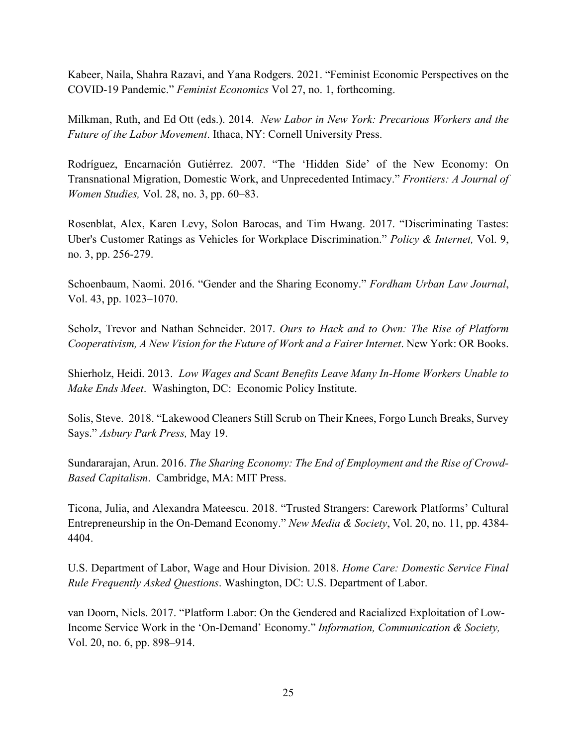Kabeer, Naila, Shahra Razavi, and Yana Rodgers. 2021. "Feminist Economic Perspectives on the COVID-19 Pandemic." *Feminist Economics* Vol 27, no. 1, forthcoming.

Milkman, Ruth, and Ed Ott (eds.). 2014. *New Labor in New York: Precarious Workers and the Future of the Labor Movement*. Ithaca, NY: Cornell University Press.

Rodríguez, Encarnación Gutiérrez. 2007. "The 'Hidden Side' of the New Economy: On Transnational Migration, Domestic Work, and Unprecedented Intimacy." *Frontiers: A Journal of Women Studies,* Vol. 28, no. 3, pp. 60–83.

Rosenblat, Alex, Karen Levy, Solon Barocas, and Tim Hwang. 2017. "Discriminating Tastes: Uber's Customer Ratings as Vehicles for Workplace Discrimination." *Policy & Internet,* Vol. 9, no. 3, pp. 256-279.

Schoenbaum, Naomi. 2016. "Gender and the Sharing Economy." *Fordham Urban Law Journal*, Vol. 43, pp. 1023–1070.

Scholz, Trevor and Nathan Schneider. 2017. *Ours to Hack and to Own: The Rise of Platform Cooperativism, A New Vision for the Future of Work and a Fairer Internet*. New York: OR Books.

Shierholz, Heidi. 2013. *Low Wages and Scant Benefits Leave Many In-Home Workers Unable to Make Ends Meet*. Washington, DC: Economic Policy Institute.

Solis, Steve. 2018. "Lakewood Cleaners Still Scrub on Their Knees, Forgo Lunch Breaks, Survey Says." *Asbury Park Press,* May 19.

Sundararajan, Arun. 2016. *The Sharing Economy: The End of Employment and the Rise of Crowd-Based Capitalism*. Cambridge, MA: MIT Press.

Ticona, Julia, and Alexandra Mateescu. 2018. "Trusted Strangers: Carework Platforms' Cultural Entrepreneurship in the On-Demand Economy." *New Media & Society*, Vol. 20, no. 11, pp. 4384-4404.

U.S. Department of Labor, Wage and Hour Division. 2018. *Home Care: Domestic Service Final Rule Frequently Asked Questions*. Washington, DC: U.S. Department of Labor.

van Doorn, Niels. 2017. "Platform Labor: On the Gendered and Racialized Exploitation of Low-Income Service Work in the 'On-Demand' Economy." *Information, Communication & Society,* Vol. 20, no. 6, pp. 898–914.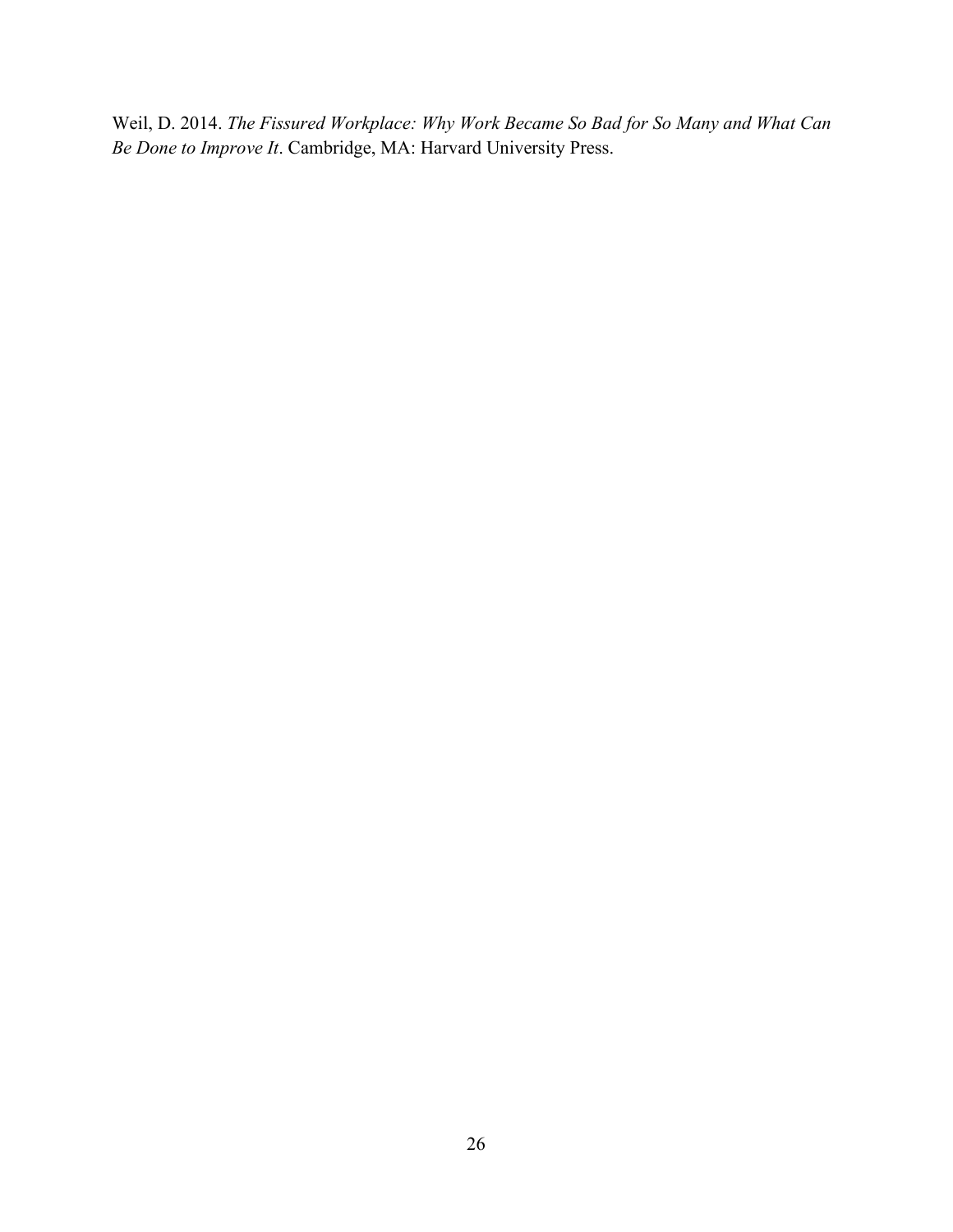Weil, D. 2014. *The Fissured Workplace: Why Work Became So Bad for So Many and What Can Be Done to Improve It*. Cambridge, MA: Harvard University Press.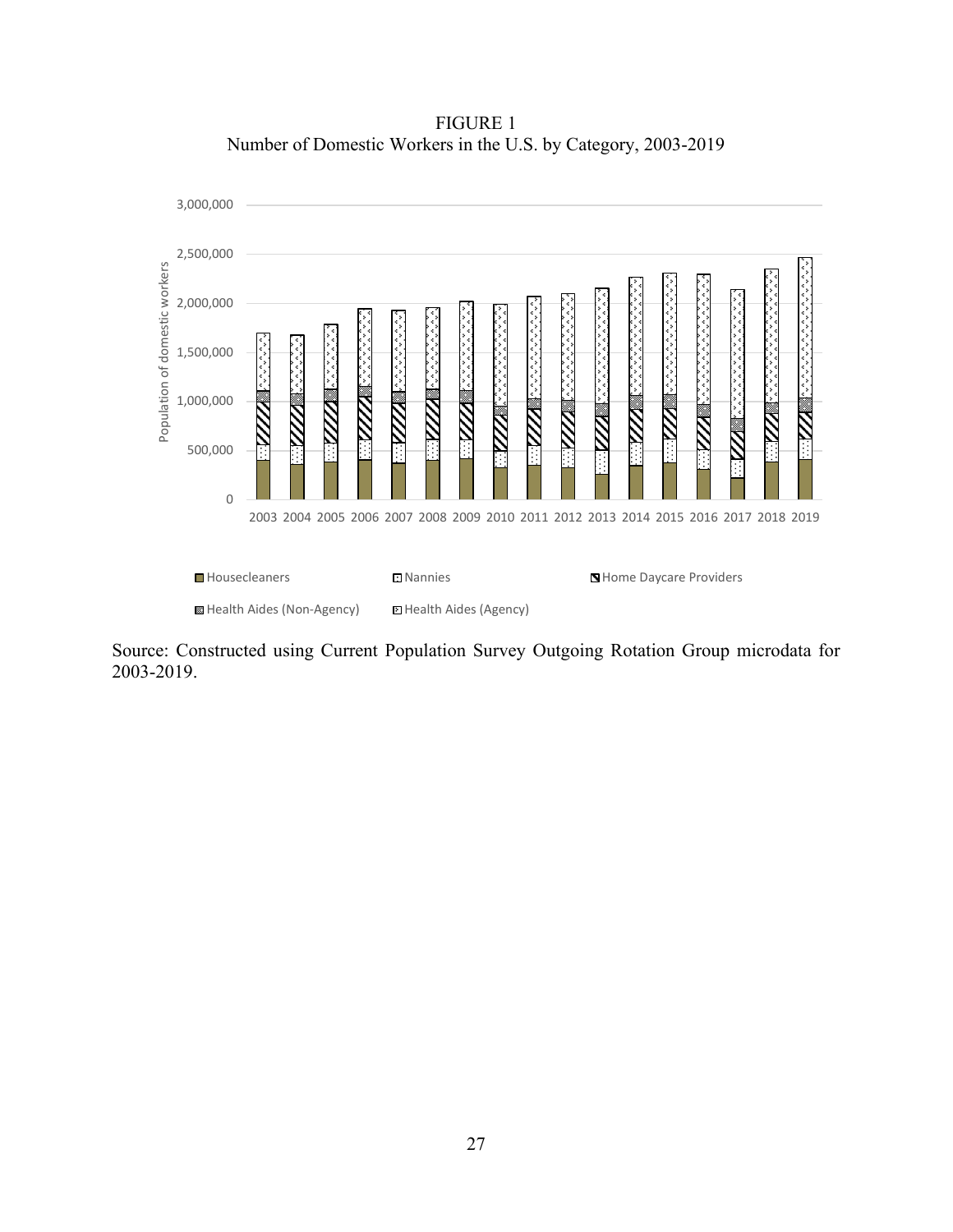FIGURE 1
Number of Domestic Workers in the U.S. by Category, 2003-2019

Source: Constructed using Current Population Survey Outgoing Rotation Group microdata for 2003-2019.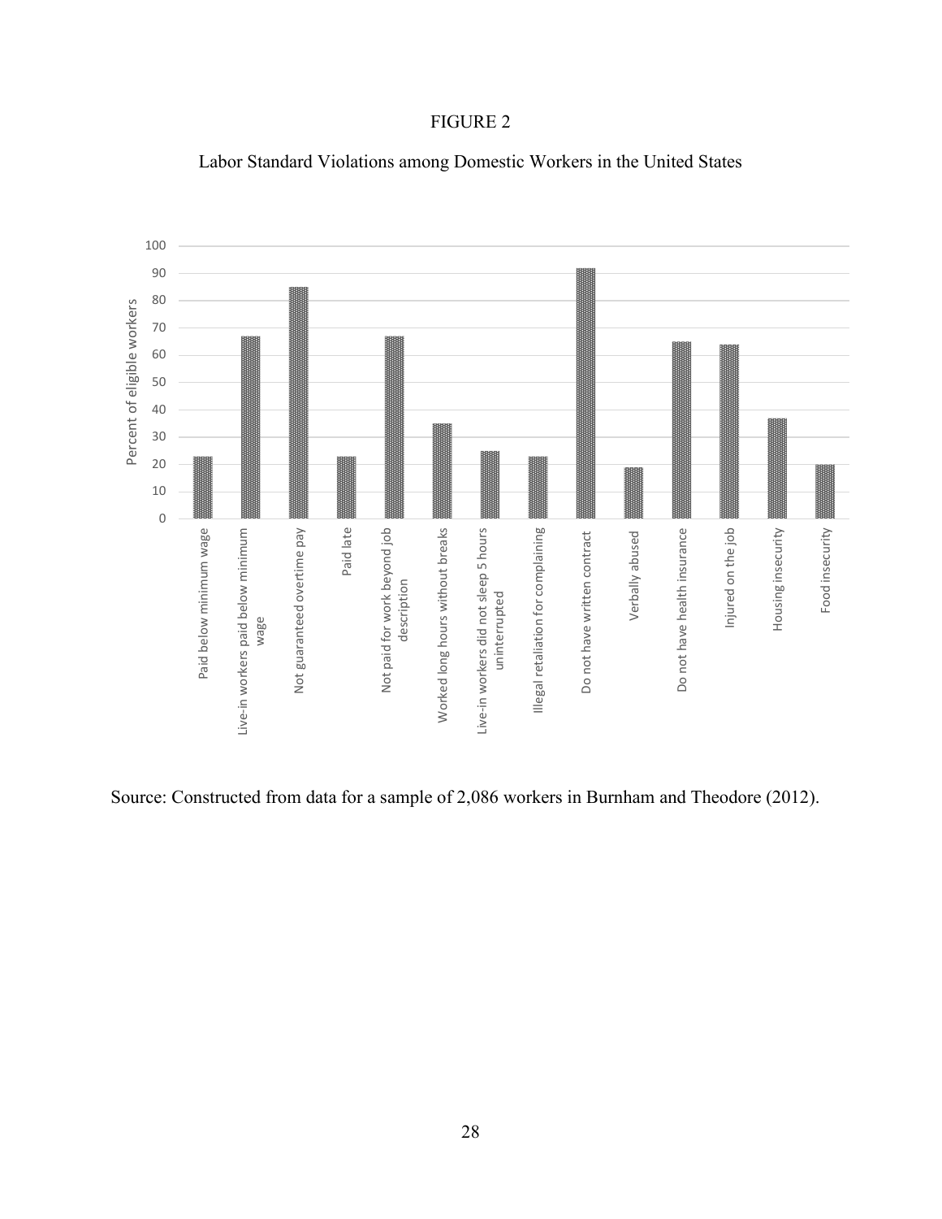FIGURE 2

Labor Standard Violations among Domestic Workers in the United States

Source: Constructed from data for a sample of 2,086 workers in Burnham and Theodore (2012).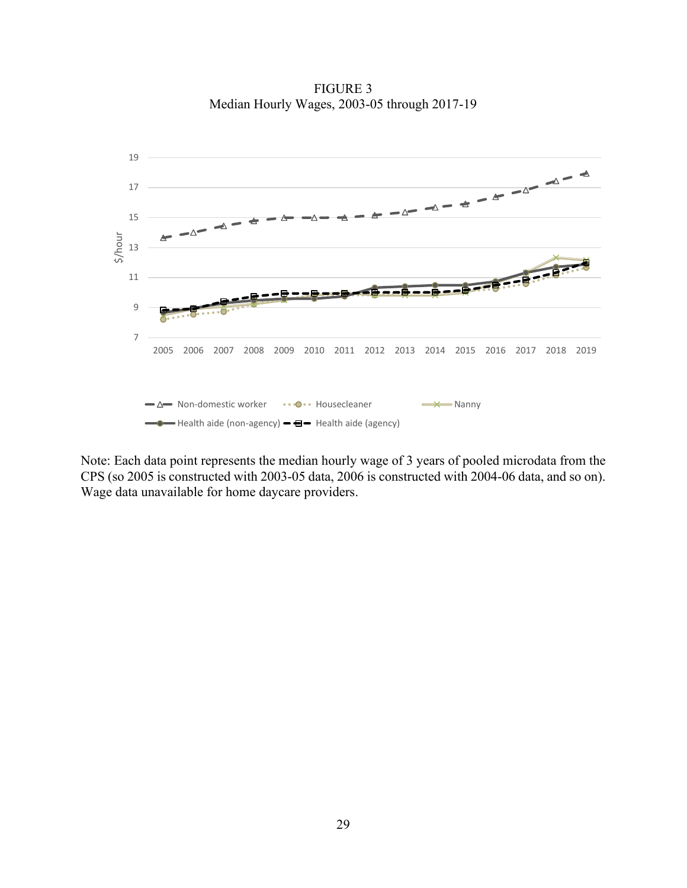FIGURE 3
Median Hourly Wages, 2003-05 through 2017-19

Note: Each data point represents the median hourly wage of 3 years of pooled microdata from the CPS (so 2005 is constructed with 2003-05 data, 2006 is constructed with 2004-06 data, and so on). Wage data unavailable for home daycare providers.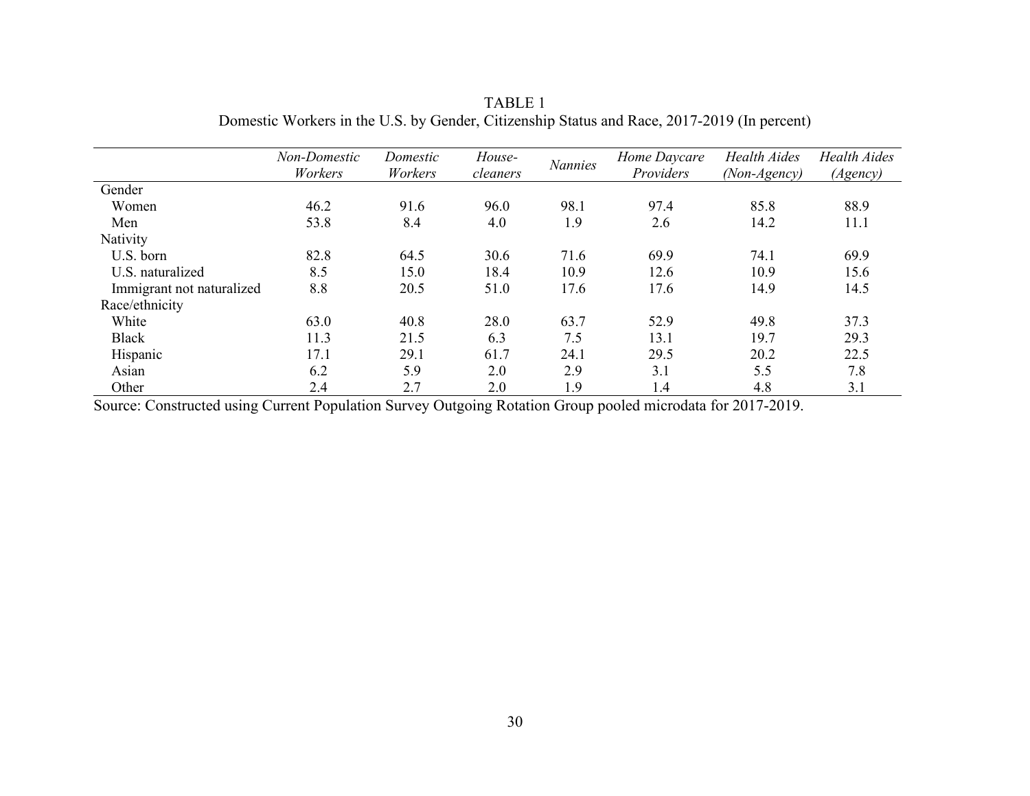TABLE 1
Domestic Workers in the U.S. by Gender, Citizenship Status and Race, 2017-2019 (In percent)

| | *Non-Domestic Workers* | *Domestic Workers* | *House-cleaners* | *Nannies* | *Home Daycare Providers* | *Health Aides (Non-Agency)* | *Health Aides (Agency)* |
|---|---|---|---|---|---|---|---|
| Gender | | | | | | | |
| Women | 46.2 | 91.6 | 96.0 | 98.1 | 97.4 | 85.8 | 88.9 |
| Men | 53.8 | 8.4 | 4.0 | 1.9 | 2.6 | 14.2 | 11.1 |
| Nativity | | | | | | | |
| U.S. born | 82.8 | 64.5 | 30.6 | 71.6 | 69.9 | 74.1 | 69.9 |
| U.S. naturalized | 8.5 | 15.0 | 18.4 | 10.9 | 12.6 | 10.9 | 15.6 |
| Immigrant not naturalized | 8.8 | 20.5 | 51.0 | 17.6 | 17.6 | 14.9 | 14.5 |
| Race/ethnicity | | | | | | | |
| White | 63.0 | 40.8 | 28.0 | 63.7 | 52.9 | 49.8 | 37.3 |
| Black | 11.3 | 21.5 | 6.3 | 7.5 | 13.1 | 19.7 | 29.3 |
| Hispanic | 17.1 | 29.1 | 61.7 | 24.1 | 29.5 | 20.2 | 22.5 |
| Asian | 6.2 | 5.9 | 2.0 | 2.9 | 3.1 | 5.5 | 7.8 |
| Other | 2.4 | 2.7 | 2.0 | 1.9 | 1.4 | 4.8 | 3.1 |

Source: Constructed using Current Population Survey Outgoing Rotation Group pooled microdata for 2017-2019.